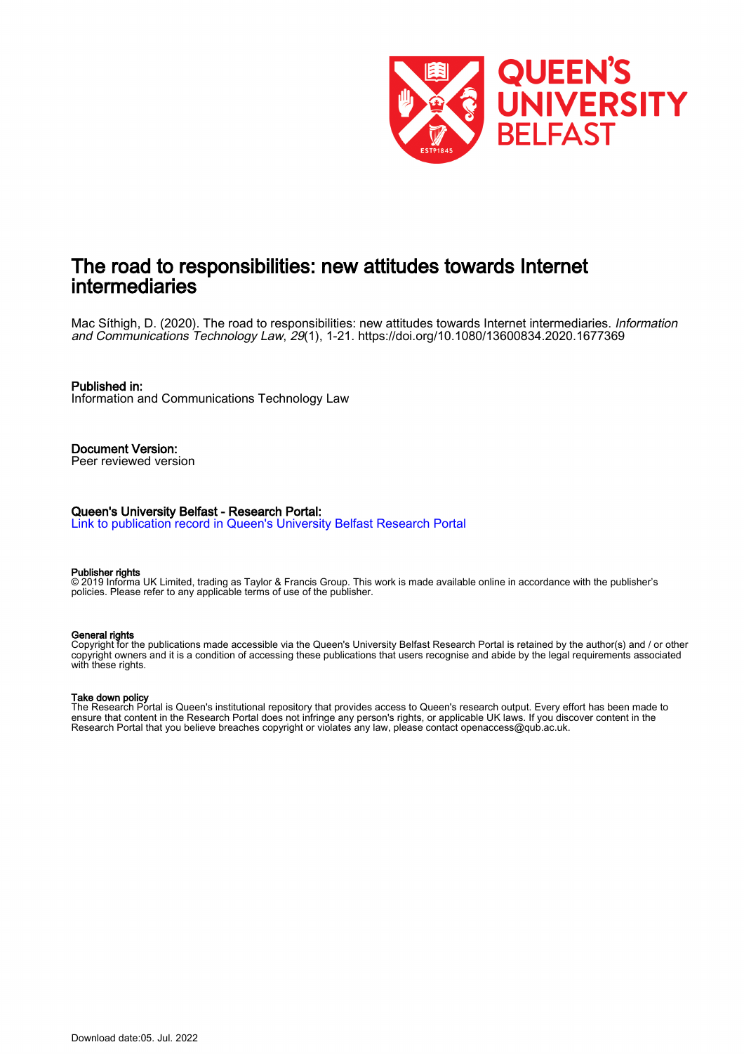# The road to responsibilities: new attitudes towards Internet intermediaries

Mac Síthigh, D. (2020). The road to responsibilities: new attitudes towards Internet intermediaries. *Information and Communications Technology Law*, *29*(1), 1-21. https://doi.org/10.1080/13600834.2020.1677369

**Published in:**
Information and Communications Technology Law

**Document Version:**
Peer reviewed version

**Queen's University Belfast - Research Portal:**
Link to publication record in Queen's University Belfast Research Portal

**Publisher rights**
© 2019 Informa UK Limited, trading as Taylor & Francis Group. This work is made available online in accordance with the publisher's policies. Please refer to any applicable terms of use of the publisher.

**General rights**
Copyright for the publications made accessible via the Queen's University Belfast Research Portal is retained by the author(s) and / or other copyright owners and it is a condition of accessing these publications that users recognise and abide by the legal requirements associated with these rights.

**Take down policy**
The Research Portal is Queen's institutional repository that provides access to Queen's research output. Every effort has been made to ensure that content in the Research Portal does not infringe any person's rights, or applicable UK laws. If you discover content in the Research Portal that you believe breaches copyright or violates any law, please contact openaccess@qub.ac.uk.

Download date:05. Jul. 2022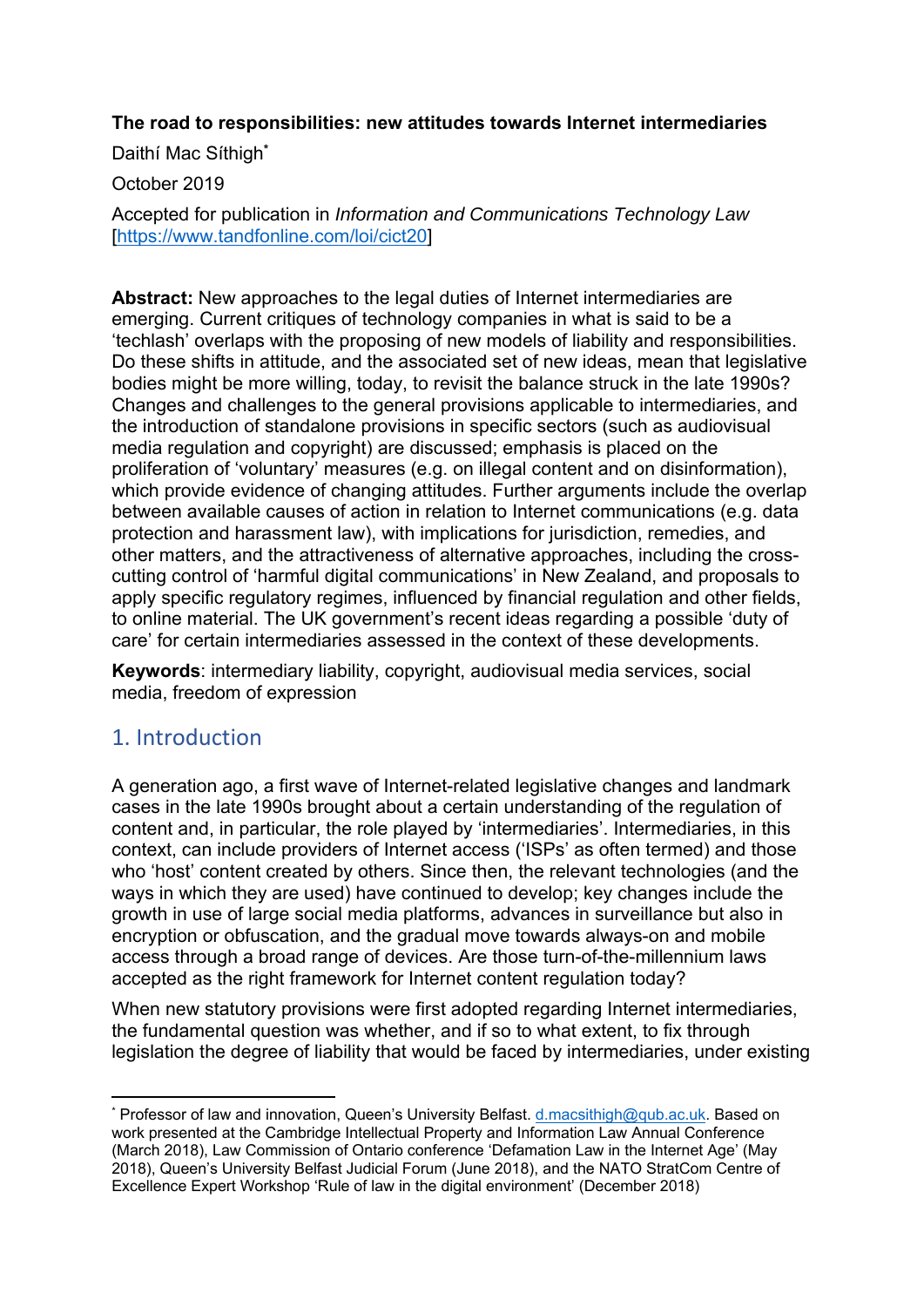**The road to responsibilities: new attitudes towards Internet intermediaries**

Daithí Mac Síthigh[*]

October 2019

Accepted for publication in *Information and Communications Technology Law* [https://www.tandfonline.com/loi/cict20]

**Abstract:** New approaches to the legal duties of Internet intermediaries are emerging. Current critiques of technology companies in what is said to be a 'techlash' overlaps with the proposing of new models of liability and responsibilities. Do these shifts in attitude, and the associated set of new ideas, mean that legislative bodies might be more willing, today, to revisit the balance struck in the late 1990s? Changes and challenges to the general provisions applicable to intermediaries, and the introduction of standalone provisions in specific sectors (such as audiovisual media regulation and copyright) are discussed; emphasis is placed on the proliferation of 'voluntary' measures (e.g. on illegal content and on disinformation), which provide evidence of changing attitudes. Further arguments include the overlap between available causes of action in relation to Internet communications (e.g. data protection and harassment law), with implications for jurisdiction, remedies, and other matters, and the attractiveness of alternative approaches, including the cross-cutting control of 'harmful digital communications' in New Zealand, and proposals to apply specific regulatory regimes, influenced by financial regulation and other fields, to online material. The UK government's recent ideas regarding a possible 'duty of care' for certain intermediaries assessed in the context of these developments.

**Keywords**: intermediary liability, copyright, audiovisual media services, social media, freedom of expression

## 1. Introduction

A generation ago, a first wave of Internet-related legislative changes and landmark cases in the late 1990s brought about a certain understanding of the regulation of content and, in particular, the role played by 'intermediaries'. Intermediaries, in this context, can include providers of Internet access ('ISPs' as often termed) and those who 'host' content created by others. Since then, the relevant technologies (and the ways in which they are used) have continued to develop; key changes include the growth in use of large social media platforms, advances in surveillance but also in encryption or obfuscation, and the gradual move towards always-on and mobile access through a broad range of devices. Are those turn-of-the-millennium laws accepted as the right framework for Internet content regulation today?

When new statutory provisions were first adopted regarding Internet intermediaries, the fundamental question was whether, and if so to what extent, to fix through legislation the degree of liability that would be faced by intermediaries, under existing

---

[*] Professor of law and innovation, Queen's University Belfast. d.macsithigh@qub.ac.uk. Based on work presented at the Cambridge Intellectual Property and Information Law Annual Conference (March 2018), Law Commission of Ontario conference 'Defamation Law in the Internet Age' (May 2018), Queen's University Belfast Judicial Forum (June 2018), and the NATO StratCom Centre of Excellence Expert Workshop 'Rule of law in the digital environment' (December 2018)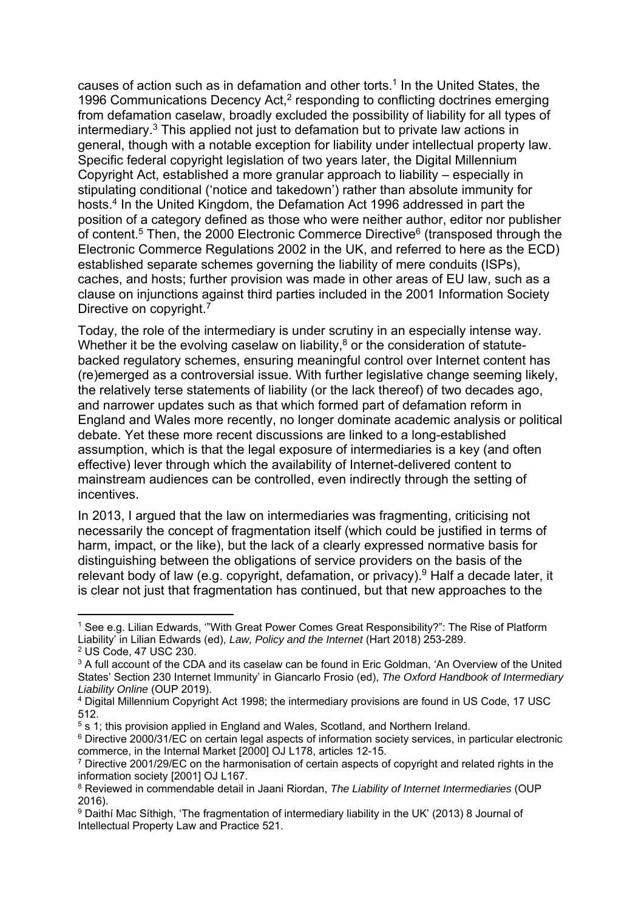causes of action such as in defamation and other torts.[1] In the United States, the 1996 Communications Decency Act,[2] responding to conflicting doctrines emerging from defamation caselaw, broadly excluded the possibility of liability for all types of intermediary.[3] This applied not just to defamation but to private law actions in general, though with a notable exception for liability under intellectual property law. Specific federal copyright legislation of two years later, the Digital Millennium Copyright Act, established a more granular approach to liability – especially in stipulating conditional ('notice and takedown') rather than absolute immunity for hosts.[4] In the United Kingdom, the Defamation Act 1996 addressed in part the position of a category defined as those who were neither author, editor nor publisher of content.[5] Then, the 2000 Electronic Commerce Directive[6] (transposed through the Electronic Commerce Regulations 2002 in the UK, and referred to here as the ECD) established separate schemes governing the liability of mere conduits (ISPs), caches, and hosts; further provision was made in other areas of EU law, such as a clause on injunctions against third parties included in the 2001 Information Society Directive on copyright.[7]

Today, the role of the intermediary is under scrutiny in an especially intense way. Whether it be the evolving caselaw on liability,[8] or the consideration of statute-backed regulatory schemes, ensuring meaningful control over Internet content has (re)emerged as a controversial issue. With further legislative change seeming likely, the relatively terse statements of liability (or the lack thereof) of two decades ago, and narrower updates such as that which formed part of defamation reform in England and Wales more recently, no longer dominate academic analysis or political debate. Yet these more recent discussions are linked to a long-established assumption, which is that the legal exposure of intermediaries is a key (and often effective) lever through which the availability of Internet-delivered content to mainstream audiences can be controlled, even indirectly through the setting of incentives.

In 2013, I argued that the law on intermediaries was fragmenting, criticising not necessarily the concept of fragmentation itself (which could be justified in terms of harm, impact, or the like), but the lack of a clearly expressed normative basis for distinguishing between the obligations of service providers on the basis of the relevant body of law (e.g. copyright, defamation, or privacy).[9] Half a decade later, it is clear not just that fragmentation has continued, but that new approaches to the

---

[1] See e.g. Lilian Edwards, '"With Great Power Comes Great Responsibility?": The Rise of Platform Liability' in Lilian Edwards (ed), *Law, Policy and the Internet* (Hart 2018) 253-289.

[2] US Code, 47 USC 230.

[3] A full account of the CDA and its caselaw can be found in Eric Goldman, 'An Overview of the United States' Section 230 Internet Immunity' in Giancarlo Frosio (ed), *The Oxford Handbook of Intermediary Liability Online* (OUP 2019).

[4] Digital Millennium Copyright Act 1998; the intermediary provisions are found in US Code, 17 USC 512.

[5] s 1; this provision applied in England and Wales, Scotland, and Northern Ireland.

[6] Directive 2000/31/EC on certain legal aspects of information society services, in particular electronic commerce, in the Internal Market [2000] OJ L178, articles 12-15.

[7] Directive 2001/29/EC on the harmonisation of certain aspects of copyright and related rights in the information society [2001] OJ L167.

[8] Reviewed in commendable detail in Jaani Riordan, *The Liability of Internet Intermediaries* (OUP 2016).

[9] Daithí Mac Síthigh, 'The fragmentation of intermediary liability in the UK' (2013) 8 Journal of Intellectual Property Law and Practice 521.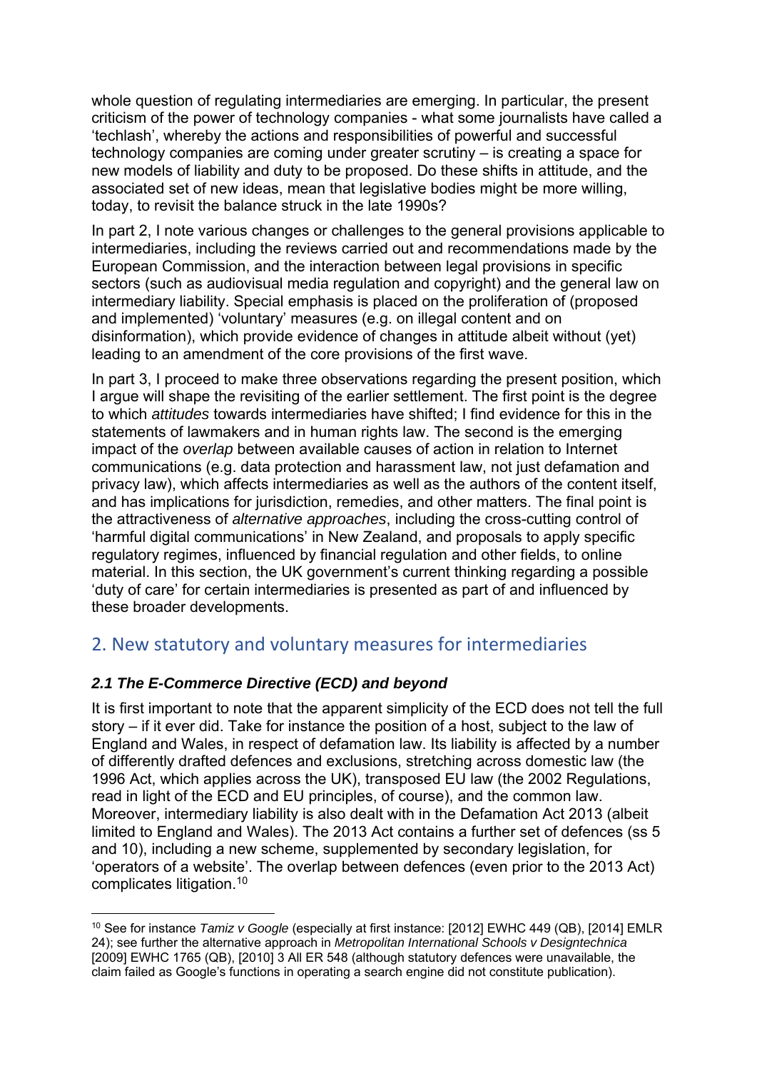whole question of regulating intermediaries are emerging. In particular, the present criticism of the power of technology companies - what some journalists have called a 'techlash', whereby the actions and responsibilities of powerful and successful technology companies are coming under greater scrutiny – is creating a space for new models of liability and duty to be proposed. Do these shifts in attitude, and the associated set of new ideas, mean that legislative bodies might be more willing, today, to revisit the balance struck in the late 1990s?

In part 2, I note various changes or challenges to the general provisions applicable to intermediaries, including the reviews carried out and recommendations made by the European Commission, and the interaction between legal provisions in specific sectors (such as audiovisual media regulation and copyright) and the general law on intermediary liability. Special emphasis is placed on the proliferation of (proposed and implemented) 'voluntary' measures (e.g. on illegal content and on disinformation), which provide evidence of changes in attitude albeit without (yet) leading to an amendment of the core provisions of the first wave.

In part 3, I proceed to make three observations regarding the present position, which I argue will shape the revisiting of the earlier settlement. The first point is the degree to which *attitudes* towards intermediaries have shifted; I find evidence for this in the statements of lawmakers and in human rights law. The second is the emerging impact of the *overlap* between available causes of action in relation to Internet communications (e.g. data protection and harassment law, not just defamation and privacy law), which affects intermediaries as well as the authors of the content itself, and has implications for jurisdiction, remedies, and other matters. The final point is the attractiveness of *alternative approaches*, including the cross-cutting control of 'harmful digital communications' in New Zealand, and proposals to apply specific regulatory regimes, influenced by financial regulation and other fields, to online material. In this section, the UK government's current thinking regarding a possible 'duty of care' for certain intermediaries is presented as part of and influenced by these broader developments.

## 2. New statutory and voluntary measures for intermediaries

### *2.1 The E-Commerce Directive (ECD) and beyond*

It is first important to note that the apparent simplicity of the ECD does not tell the full story – if it ever did. Take for instance the position of a host, subject to the law of England and Wales, in respect of defamation law. Its liability is affected by a number of differently drafted defences and exclusions, stretching across domestic law (the 1996 Act, which applies across the UK), transposed EU law (the 2002 Regulations, read in light of the ECD and EU principles, of course), and the common law. Moreover, intermediary liability is also dealt with in the Defamation Act 2013 (albeit limited to England and Wales). The 2013 Act contains a further set of defences (ss 5 and 10), including a new scheme, supplemented by secondary legislation, for 'operators of a website'. The overlap between defences (even prior to the 2013 Act) complicates litigation.[10]

---

[10] See for instance *Tamiz v Google* (especially at first instance: [2012] EWHC 449 (QB), [2014] EMLR 24); see further the alternative approach in *Metropolitan International Schools v Designtechnica* [2009] EWHC 1765 (QB), [2010] 3 All ER 548 (although statutory defences were unavailable, the claim failed as Google's functions in operating a search engine did not constitute publication).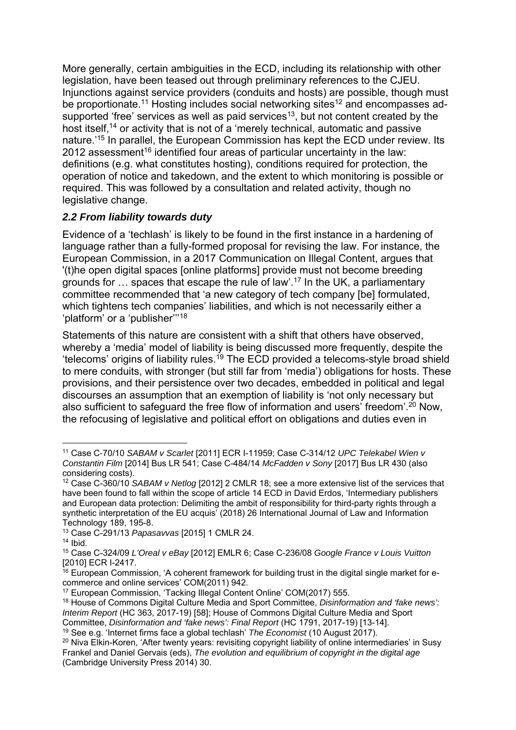More generally, certain ambiguities in the ECD, including its relationship with other legislation, have been teased out through preliminary references to the CJEU. Injunctions against service providers (conduits and hosts) are possible, though must be proportionate.[11] Hosting includes social networking sites[12] and encompasses ad-supported 'free' services as well as paid services[13], but not content created by the host itself,[14] or activity that is not of a 'merely technical, automatic and passive nature.'[15] In parallel, the European Commission has kept the ECD under review. Its 2012 assessment[16] identified four areas of particular uncertainty in the law: definitions (e.g. what constitutes hosting), conditions required for protection, the operation of notice and takedown, and the extent to which monitoring is possible or required. This was followed by a consultation and related activity, though no legislative change.

### *2.2 From liability towards duty*

Evidence of a 'techlash' is likely to be found in the first instance in a hardening of language rather than a fully-formed proposal for revising the law. For instance, the European Commission, in a 2017 Communication on Illegal Content, argues that '(t)he open digital spaces [online platforms] provide must not become breeding grounds for … spaces that escape the rule of law'.[17] In the UK, a parliamentary committee recommended that 'a new category of tech company [be] formulated, which tightens tech companies' liabilities, and which is not necessarily either a 'platform' or a 'publisher''[18]

Statements of this nature are consistent with a shift that others have observed, whereby a 'media' model of liability is being discussed more frequently, despite the 'telecoms' origins of liability rules.[19] The ECD provided a telecoms-style broad shield to mere conduits, with stronger (but still far from 'media') obligations for hosts. These provisions, and their persistence over two decades, embedded in political and legal discourses an assumption that an exemption of liability is 'not only necessary but also sufficient to safeguard the free flow of information and users' freedom'.[20] Now, the refocusing of legislative and political effort on obligations and duties even in

---

[11] Case C-70/10 *SABAM v Scarlet* [2011] ECR I-11959; Case C-314/12 *UPC Telekabel Wien v Constantin Film* [2014] Bus LR 541; Case C-484/14 *McFadden v Sony* [2017] Bus LR 430 (also considering costs).

[12] Case C-360/10 *SABAM v Netlog* [2012] 2 CMLR 18; see a more extensive list of the services that have been found to fall within the scope of article 14 ECD in David Erdos, 'Intermediary publishers and European data protection: Delimiting the ambit of responsibility for third-party rights through a synthetic interpretation of the EU acquis' (2018) 26 International Journal of Law and Information Technology 189, 195-8.

[13] Case C-291/13 *Papasavvas* [2015] 1 CMLR 24.

[14] Ibid.

[15] Case C-324/09 *L'Oreal v eBay* [2012] EMLR 6; Case C-236/08 *Google France v Louis Vuitton* [2010] ECR I-2417.

[16] European Commission, 'A coherent framework for building trust in the digital single market for e-commerce and online services' COM(2011) 942.

[17] European Commission, 'Tacking Illegal Content Online' COM(2017) 555.

[18] House of Commons Digital Culture Media and Sport Committee, *Disinformation and 'fake news': Interim Report* (HC 363, 2017-19) [58]; House of Commons Digital Culture Media and Sport Committee, *Disinformation and 'fake news': Final Report* (HC 1791, 2017-19) [13-14].

[19] See e.g. 'Internet firms face a global techlash' *The Economist* (10 August 2017).

[20] Niva Elkin-Koren, 'After twenty years: revisiting copyright liability of online intermediaries' in Susy Frankel and Daniel Gervais (eds), *The evolution and equilibrium of copyright in the digital age* (Cambridge University Press 2014) 30.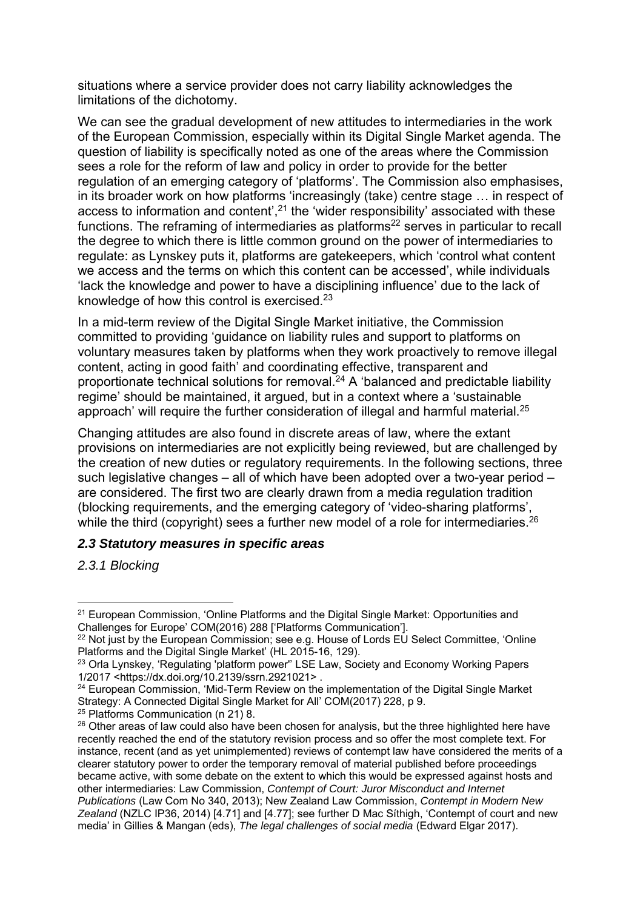situations where a service provider does not carry liability acknowledges the limitations of the dichotomy.

We can see the gradual development of new attitudes to intermediaries in the work of the European Commission, especially within its Digital Single Market agenda. The question of liability is specifically noted as one of the areas where the Commission sees a role for the reform of law and policy in order to provide for the better regulation of an emerging category of 'platforms'. The Commission also emphasises, in its broader work on how platforms 'increasingly (take) centre stage … in respect of access to information and content',[21] the 'wider responsibility' associated with these functions. The reframing of intermediaries as platforms[22] serves in particular to recall the degree to which there is little common ground on the power of intermediaries to regulate: as Lynskey puts it, platforms are gatekeepers, which 'control what content we access and the terms on which this content can be accessed', while individuals 'lack the knowledge and power to have a disciplining influence' due to the lack of knowledge of how this control is exercised.[23]

In a mid-term review of the Digital Single Market initiative, the Commission committed to providing 'guidance on liability rules and support to platforms on voluntary measures taken by platforms when they work proactively to remove illegal content, acting in good faith' and coordinating effective, transparent and proportionate technical solutions for removal.[24] A 'balanced and predictable liability regime' should be maintained, it argued, but in a context where a 'sustainable approach' will require the further consideration of illegal and harmful material.[25]

Changing attitudes are also found in discrete areas of law, where the extant provisions on intermediaries are not explicitly being reviewed, but are challenged by the creation of new duties or regulatory requirements. In the following sections, three such legislative changes – all of which have been adopted over a two-year period – are considered. The first two are clearly drawn from a media regulation tradition (blocking requirements, and the emerging category of 'video-sharing platforms', while the third (copyright) sees a further new model of a role for intermediaries.[26]

### *2.3 Statutory measures in specific areas*

#### *2.3.1 Blocking*

---

[21] European Commission, 'Online Platforms and the Digital Single Market: Opportunities and Challenges for Europe' COM(2016) 288 ['Platforms Communication'].

[22] Not just by the European Commission; see e.g. House of Lords EU Select Committee, 'Online Platforms and the Digital Single Market' (HL 2015-16, 129).

[23] Orla Lynskey, 'Regulating 'platform power'' LSE Law, Society and Economy Working Papers 1/2017 <https://dx.doi.org/10.2139/ssrn.2921021> .

[24] European Commission, 'Mid-Term Review on the implementation of the Digital Single Market Strategy: A Connected Digital Single Market for All' COM(2017) 228, p 9.

[25] Platforms Communication (n 21) 8.

[26] Other areas of law could also have been chosen for analysis, but the three highlighted here have recently reached the end of the statutory revision process and so offer the most complete text. For instance, recent (and as yet unimplemented) reviews of contempt law have considered the merits of a clearer statutory power to order the temporary removal of material published before proceedings became active, with some debate on the extent to which this would be expressed against hosts and other intermediaries: Law Commission, *Contempt of Court: Juror Misconduct and Internet Publications* (Law Com No 340, 2013); New Zealand Law Commission, *Contempt in Modern New Zealand* (NZLC IP36, 2014) [4.71] and [4.77]; see further D Mac Síthigh, 'Contempt of court and new media' in Gillies & Mangan (eds), *The legal challenges of social media* (Edward Elgar 2017).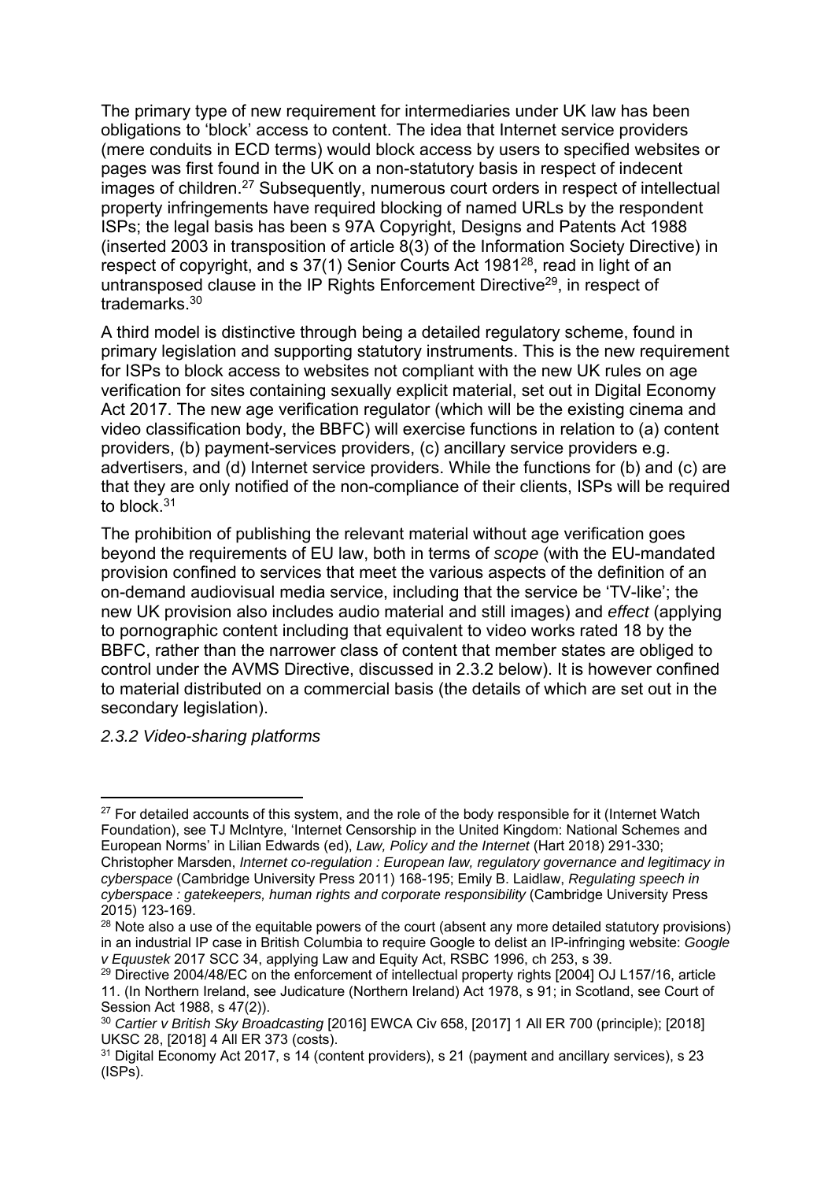The primary type of new requirement for intermediaries under UK law has been obligations to 'block' access to content. The idea that Internet service providers (mere conduits in ECD terms) would block access by users to specified websites or pages was first found in the UK on a non-statutory basis in respect of indecent images of children.[27] Subsequently, numerous court orders in respect of intellectual property infringements have required blocking of named URLs by the respondent ISPs; the legal basis has been s 97A Copyright, Designs and Patents Act 1988 (inserted 2003 in transposition of article 8(3) of the Information Society Directive) in respect of copyright, and s 37(1) Senior Courts Act 1981[28], read in light of an untransposed clause in the IP Rights Enforcement Directive[29], in respect of trademarks.[30]

A third model is distinctive through being a detailed regulatory scheme, found in primary legislation and supporting statutory instruments. This is the new requirement for ISPs to block access to websites not compliant with the new UK rules on age verification for sites containing sexually explicit material, set out in Digital Economy Act 2017. The new age verification regulator (which will be the existing cinema and video classification body, the BBFC) will exercise functions in relation to (a) content providers, (b) payment-services providers, (c) ancillary service providers e.g. advertisers, and (d) Internet service providers. While the functions for (b) and (c) are that they are only notified of the non-compliance of their clients, ISPs will be required to block.[31]

The prohibition of publishing the relevant material without age verification goes beyond the requirements of EU law, both in terms of *scope* (with the EU-mandated provision confined to services that meet the various aspects of the definition of an on-demand audiovisual media service, including that the service be 'TV-like'; the new UK provision also includes audio material and still images) and *effect* (applying to pornographic content including that equivalent to video works rated 18 by the BBFC, rather than the narrower class of content that member states are obliged to control under the AVMS Directive, discussed in 2.3.2 below). It is however confined to material distributed on a commercial basis (the details of which are set out in the secondary legislation).

### *2.3.2 Video-sharing platforms*

---

[27] For detailed accounts of this system, and the role of the body responsible for it (Internet Watch Foundation), see TJ McIntyre, 'Internet Censorship in the United Kingdom: National Schemes and European Norms' in Lilian Edwards (ed), *Law, Policy and the Internet* (Hart 2018) 291-330; Christopher Marsden, *Internet co-regulation : European law, regulatory governance and legitimacy in cyberspace* (Cambridge University Press 2011) 168-195; Emily B. Laidlaw, *Regulating speech in cyberspace : gatekeepers, human rights and corporate responsibility* (Cambridge University Press 2015) 123-169.

[28] Note also a use of the equitable powers of the court (absent any more detailed statutory provisions) in an industrial IP case in British Columbia to require Google to delist an IP-infringing website: *Google v Equustek* 2017 SCC 34, applying Law and Equity Act, RSBC 1996, ch 253, s 39.

[29] Directive 2004/48/EC on the enforcement of intellectual property rights [2004] OJ L157/16, article 11. (In Northern Ireland, see Judicature (Northern Ireland) Act 1978, s 91; in Scotland, see Court of Session Act 1988, s 47(2)).

[30] *Cartier v British Sky Broadcasting* [2016] EWCA Civ 658, [2017] 1 All ER 700 (principle); [2018] UKSC 28, [2018] 4 All ER 373 (costs).

[31] Digital Economy Act 2017, s 14 (content providers), s 21 (payment and ancillary services), s 23 (ISPs).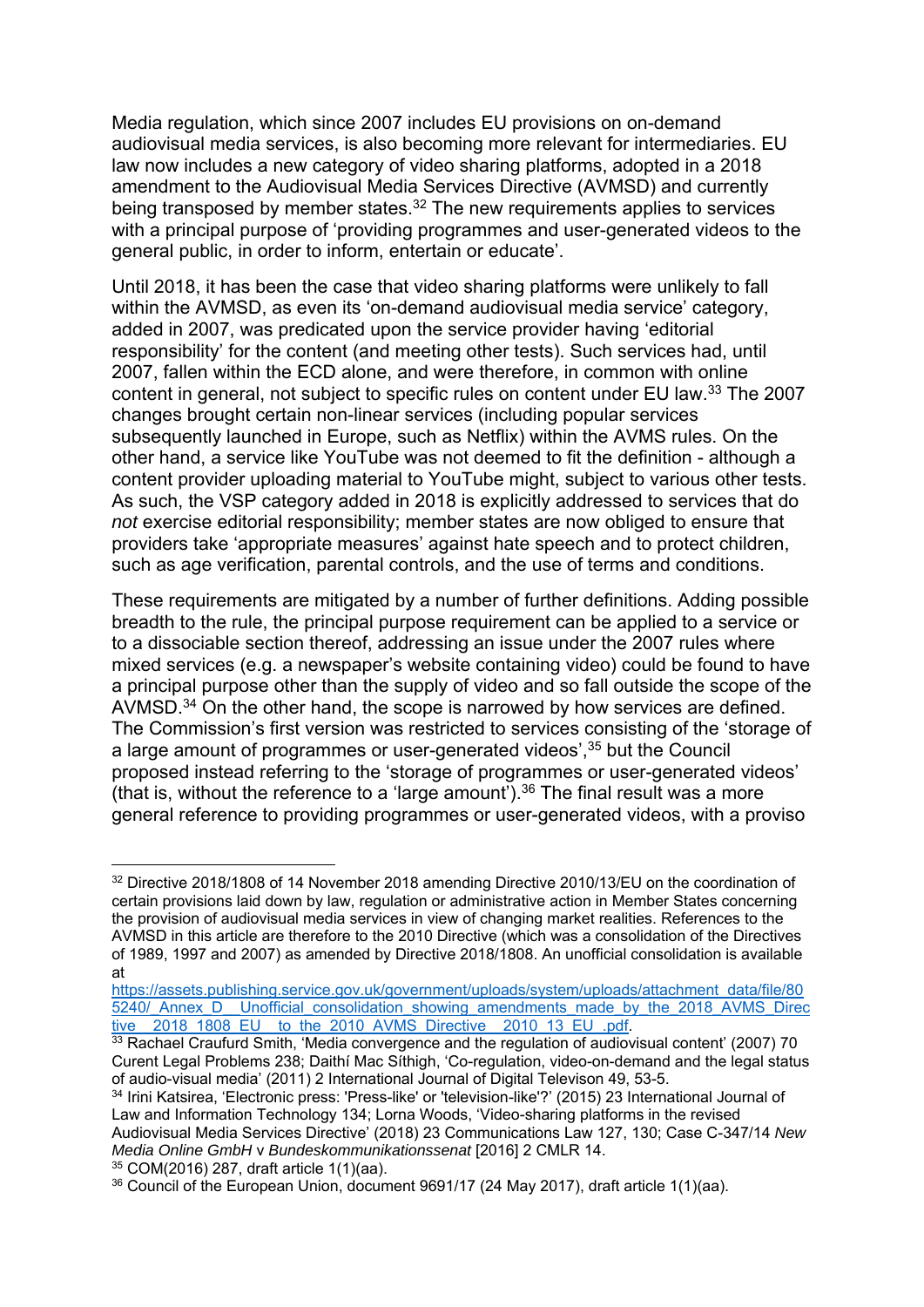Media regulation, which since 2007 includes EU provisions on on-demand audiovisual media services, is also becoming more relevant for intermediaries. EU law now includes a new category of video sharing platforms, adopted in a 2018 amendment to the Audiovisual Media Services Directive (AVMSD) and currently being transposed by member states.[32] The new requirements applies to services with a principal purpose of 'providing programmes and user-generated videos to the general public, in order to inform, entertain or educate'.

Until 2018, it has been the case that video sharing platforms were unlikely to fall within the AVMSD, as even its 'on-demand audiovisual media service' category, added in 2007, was predicated upon the service provider having 'editorial responsibility' for the content (and meeting other tests). Such services had, until 2007, fallen within the ECD alone, and were therefore, in common with online content in general, not subject to specific rules on content under EU law.[33] The 2007 changes brought certain non-linear services (including popular services subsequently launched in Europe, such as Netflix) within the AVMS rules. On the other hand, a service like YouTube was not deemed to fit the definition - although a content provider uploading material to YouTube might, subject to various other tests. As such, the VSP category added in 2018 is explicitly addressed to services that do *not* exercise editorial responsibility; member states are now obliged to ensure that providers take 'appropriate measures' against hate speech and to protect children, such as age verification, parental controls, and the use of terms and conditions.

These requirements are mitigated by a number of further definitions. Adding possible breadth to the rule, the principal purpose requirement can be applied to a service or to a dissociable section thereof, addressing an issue under the 2007 rules where mixed services (e.g. a newspaper's website containing video) could be found to have a principal purpose other than the supply of video and so fall outside the scope of the AVMSD.[34] On the other hand, the scope is narrowed by how services are defined. The Commission's first version was restricted to services consisting of the 'storage of a large amount of programmes or user-generated videos',[35] but the Council proposed instead referring to the 'storage of programmes or user-generated videos' (that is, without the reference to a 'large amount').[36] The final result was a more general reference to providing programmes or user-generated videos, with a proviso

---

[32] Directive 2018/1808 of 14 November 2018 amending Directive 2010/13/EU on the coordination of certain provisions laid down by law, regulation or administrative action in Member States concerning the provision of audiovisual media services in view of changing market realities. References to the AVMSD in this article are therefore to the 2010 Directive (which was a consolidation of the Directives of 1989, 1997 and 2007) as amended by Directive 2018/1808. An unofficial consolidation is available at https://assets.publishing.service.gov.uk/government/uploads/system/uploads/attachment_data/file/805240/_Annex_D__Unofficial_consolidation_showing_amendments_made_by_the_2018_AVMS_Directive__2018_1808_EU__to_the_2010_AVMS_Directive__2010_13_EU_.pdf.

[33] Rachael Craufurd Smith, 'Media convergence and the regulation of audiovisual content' (2007) 70 Curent Legal Problems 238; Daithí Mac Síthigh, 'Co-regulation, video-on-demand and the legal status of audio-visual media' (2011) 2 International Journal of Digital Televison 49, 53-5.

[34] Irini Katsirea, 'Electronic press: 'Press-like' or 'television-like'?' (2015) 23 International Journal of Law and Information Technology 134; Lorna Woods, 'Video-sharing platforms in the revised Audiovisual Media Services Directive' (2018) 23 Communications Law 127, 130; Case C-347/14 *New Media Online GmbH* v *Bundeskommunikationssenat* [2016] 2 CMLR 14.

[35] COM(2016) 287, draft article 1(1)(aa).

[36] Council of the European Union, document 9691/17 (24 May 2017), draft article 1(1)(aa).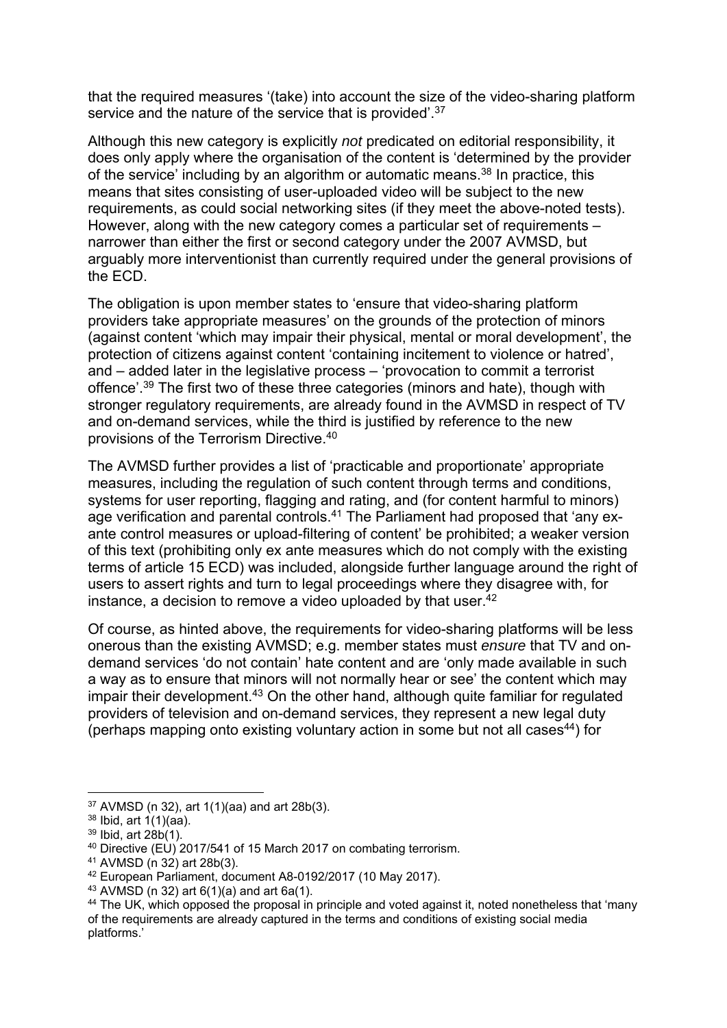that the required measures '(take) into account the size of the video-sharing platform service and the nature of the service that is provided'.[37]

Although this new category is explicitly *not* predicated on editorial responsibility, it does only apply where the organisation of the content is 'determined by the provider of the service' including by an algorithm or automatic means.[38] In practice, this means that sites consisting of user-uploaded video will be subject to the new requirements, as could social networking sites (if they meet the above-noted tests). However, along with the new category comes a particular set of requirements – narrower than either the first or second category under the 2007 AVMSD, but arguably more interventionist than currently required under the general provisions of the ECD.

The obligation is upon member states to 'ensure that video-sharing platform providers take appropriate measures' on the grounds of the protection of minors (against content 'which may impair their physical, mental or moral development', the protection of citizens against content 'containing incitement to violence or hatred', and – added later in the legislative process – 'provocation to commit a terrorist offence'.[39] The first two of these three categories (minors and hate), though with stronger regulatory requirements, are already found in the AVMSD in respect of TV and on-demand services, while the third is justified by reference to the new provisions of the Terrorism Directive.[40]

The AVMSD further provides a list of 'practicable and proportionate' appropriate measures, including the regulation of such content through terms and conditions, systems for user reporting, flagging and rating, and (for content harmful to minors) age verification and parental controls.[41] The Parliament had proposed that 'any ex-ante control measures or upload-filtering of content' be prohibited; a weaker version of this text (prohibiting only ex ante measures which do not comply with the existing terms of article 15 ECD) was included, alongside further language around the right of users to assert rights and turn to legal proceedings where they disagree with, for instance, a decision to remove a video uploaded by that user.[42]

Of course, as hinted above, the requirements for video-sharing platforms will be less onerous than the existing AVMSD; e.g. member states must *ensure* that TV and on-demand services 'do not contain' hate content and are 'only made available in such a way as to ensure that minors will not normally hear or see' the content which may impair their development.[43] On the other hand, although quite familiar for regulated providers of television and on-demand services, they represent a new legal duty (perhaps mapping onto existing voluntary action in some but not all cases[44]) for

---

[37] AVMSD (n 32), art 1(1)(aa) and art 28b(3).

[38] Ibid, art 1(1)(aa).

[39] Ibid, art 28b(1).

[40] Directive (EU) 2017/541 of 15 March 2017 on combating terrorism.

[41] AVMSD (n 32) art 28b(3).

[42] European Parliament, document A8-0192/2017 (10 May 2017).

[43] AVMSD (n 32) art 6(1)(a) and art 6a(1).

[44] The UK, which opposed the proposal in principle and voted against it, noted nonetheless that 'many of the requirements are already captured in the terms and conditions of existing social media platforms.'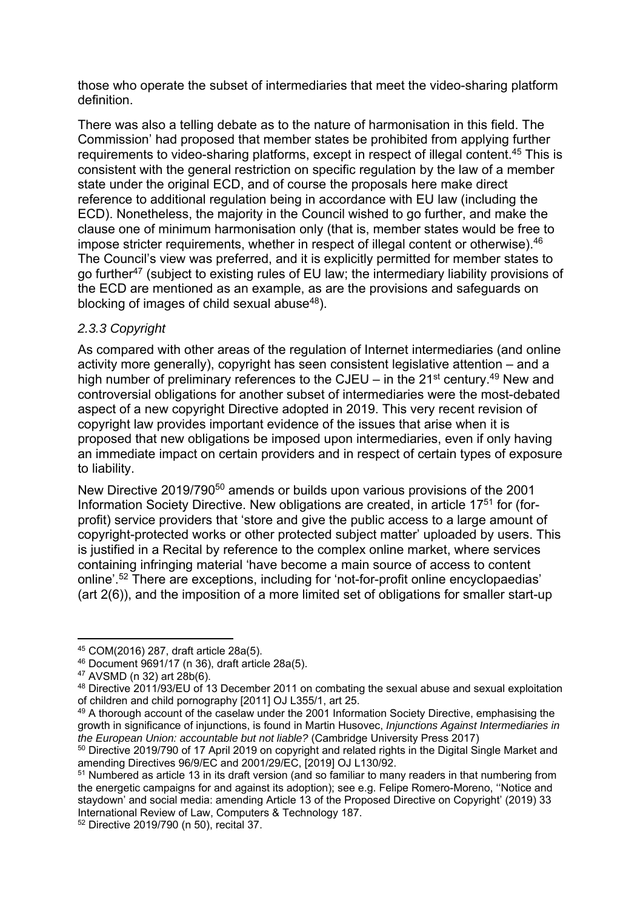those who operate the subset of intermediaries that meet the video-sharing platform definition.

There was also a telling debate as to the nature of harmonisation in this field. The Commission' had proposed that member states be prohibited from applying further requirements to video-sharing platforms, except in respect of illegal content.[45] This is consistent with the general restriction on specific regulation by the law of a member state under the original ECD, and of course the proposals here make direct reference to additional regulation being in accordance with EU law (including the ECD). Nonetheless, the majority in the Council wished to go further, and make the clause one of minimum harmonisation only (that is, member states would be free to impose stricter requirements, whether in respect of illegal content or otherwise).[46] The Council's view was preferred, and it is explicitly permitted for member states to go further[47] (subject to existing rules of EU law; the intermediary liability provisions of the ECD are mentioned as an example, as are the provisions and safeguards on blocking of images of child sexual abuse[48]).

### *2.3.3 Copyright*

As compared with other areas of the regulation of Internet intermediaries (and online activity more generally), copyright has seen consistent legislative attention – and a high number of preliminary references to the CJEU – in the 21st century.[49] New and controversial obligations for another subset of intermediaries were the most-debated aspect of a new copyright Directive adopted in 2019. This very recent revision of copyright law provides important evidence of the issues that arise when it is proposed that new obligations be imposed upon intermediaries, even if only having an immediate impact on certain providers and in respect of certain types of exposure to liability.

New Directive 2019/790[50] amends or builds upon various provisions of the 2001 Information Society Directive. New obligations are created, in article 17[51] for (for-profit) service providers that 'store and give the public access to a large amount of copyright-protected works or other protected subject matter' uploaded by users. This is justified in a Recital by reference to the complex online market, where services containing infringing material 'have become a main source of access to content online'.[52] There are exceptions, including for 'not-for-profit online encyclopaedias' (art 2(6)), and the imposition of a more limited set of obligations for smaller start-up

---

[45] COM(2016) 287, draft article 28a(5).

[46] Document 9691/17 (n 36), draft article 28a(5).

[47] AVSMD (n 32) art 28b(6).

[48] Directive 2011/93/EU of 13 December 2011 on combating the sexual abuse and sexual exploitation of children and child pornography [2011] OJ L355/1, art 25.

[49] A thorough account of the caselaw under the 2001 Information Society Directive, emphasising the growth in significance of injunctions, is found in Martin Husovec, *Injunctions Against Intermediaries in the European Union: accountable but not liable?* (Cambridge University Press 2017)

[50] Directive 2019/790 of 17 April 2019 on copyright and related rights in the Digital Single Market and amending Directives 96/9/EC and 2001/29/EC, [2019] OJ L130/92.

[51] Numbered as article 13 in its draft version (and so familiar to many readers in that numbering from the energetic campaigns for and against its adoption); see e.g. Felipe Romero-Moreno, ''Notice and staydown' and social media: amending Article 13 of the Proposed Directive on Copyright' (2019) 33 International Review of Law, Computers & Technology 187.

[52] Directive 2019/790 (n 50), recital 37.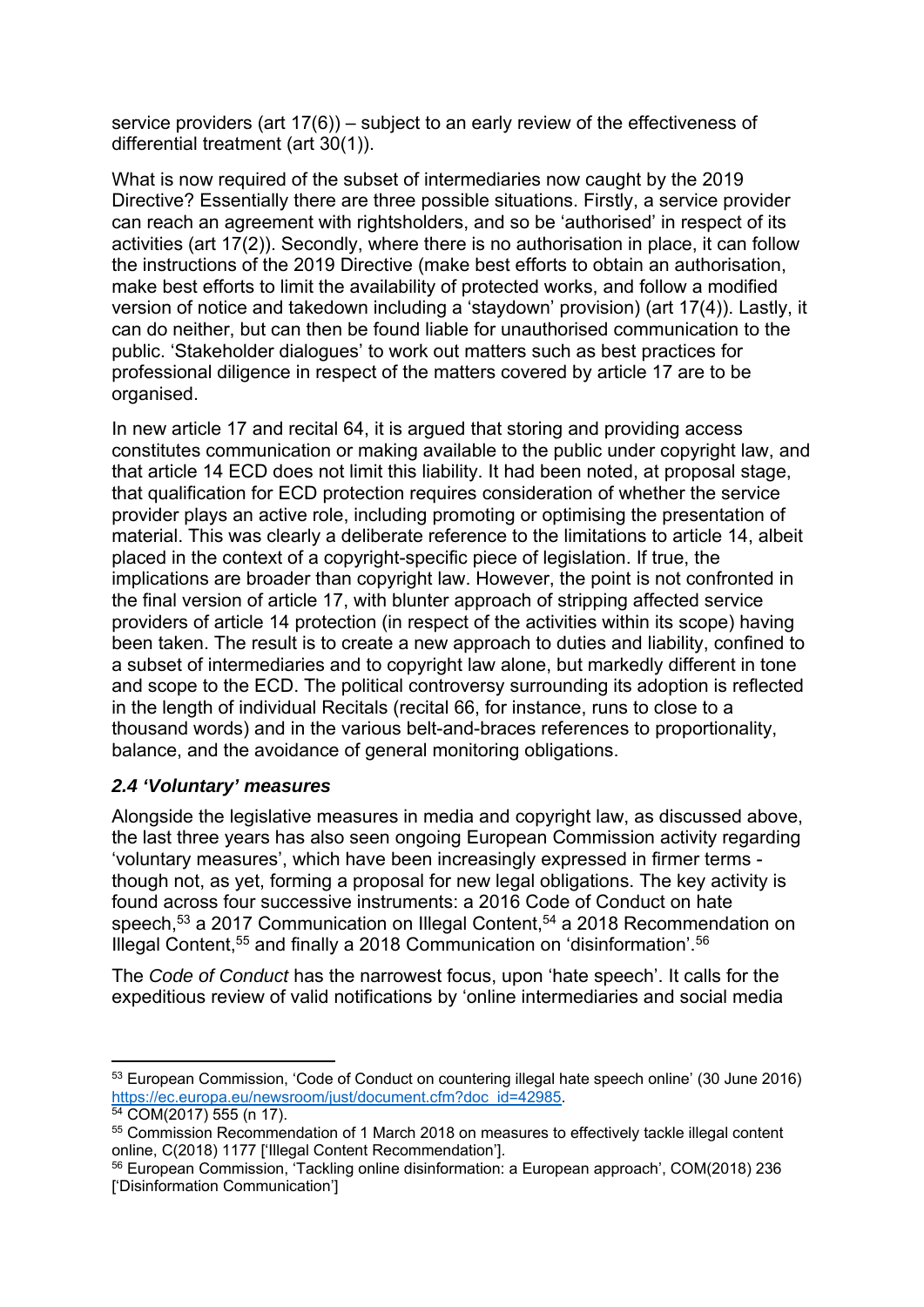service providers (art 17(6)) – subject to an early review of the effectiveness of differential treatment (art 30(1)).

What is now required of the subset of intermediaries now caught by the 2019 Directive? Essentially there are three possible situations. Firstly, a service provider can reach an agreement with rightsholders, and so be 'authorised' in respect of its activities (art 17(2)). Secondly, where there is no authorisation in place, it can follow the instructions of the 2019 Directive (make best efforts to obtain an authorisation, make best efforts to limit the availability of protected works, and follow a modified version of notice and takedown including a 'staydown' provision) (art 17(4)). Lastly, it can do neither, but can then be found liable for unauthorised communication to the public. 'Stakeholder dialogues' to work out matters such as best practices for professional diligence in respect of the matters covered by article 17 are to be organised.

In new article 17 and recital 64, it is argued that storing and providing access constitutes communication or making available to the public under copyright law, and that article 14 ECD does not limit this liability. It had been noted, at proposal stage, that qualification for ECD protection requires consideration of whether the service provider plays an active role, including promoting or optimising the presentation of material. This was clearly a deliberate reference to the limitations to article 14, albeit placed in the context of a copyright-specific piece of legislation. If true, the implications are broader than copyright law. However, the point is not confronted in the final version of article 17, with blunter approach of stripping affected service providers of article 14 protection (in respect of the activities within its scope) having been taken. The result is to create a new approach to duties and liability, confined to a subset of intermediaries and to copyright law alone, but markedly different in tone and scope to the ECD. The political controversy surrounding its adoption is reflected in the length of individual Recitals (recital 66, for instance, runs to close to a thousand words) and in the various belt-and-braces references to proportionality, balance, and the avoidance of general monitoring obligations.

### *2.4 'Voluntary' measures*

Alongside the legislative measures in media and copyright law, as discussed above, the last three years has also seen ongoing European Commission activity regarding 'voluntary measures', which have been increasingly expressed in firmer terms - though not, as yet, forming a proposal for new legal obligations. The key activity is found across four successive instruments: a 2016 Code of Conduct on hate speech,[53] a 2017 Communication on Illegal Content,[54] a 2018 Recommendation on Illegal Content,[55] and finally a 2018 Communication on 'disinformation'.[56]

The *Code of Conduct* has the narrowest focus, upon 'hate speech'. It calls for the expeditious review of valid notifications by 'online intermediaries and social media

---

[53] European Commission, 'Code of Conduct on countering illegal hate speech online' (30 June 2016) https://ec.europa.eu/newsroom/just/document.cfm?doc_id=42985.

[54] COM(2017) 555 (n 17).

[55] Commission Recommendation of 1 March 2018 on measures to effectively tackle illegal content online, C(2018) 1177 ['Illegal Content Recommendation'].

[56] European Commission, 'Tackling online disinformation: a European approach', COM(2018) 236 ['Disinformation Communication']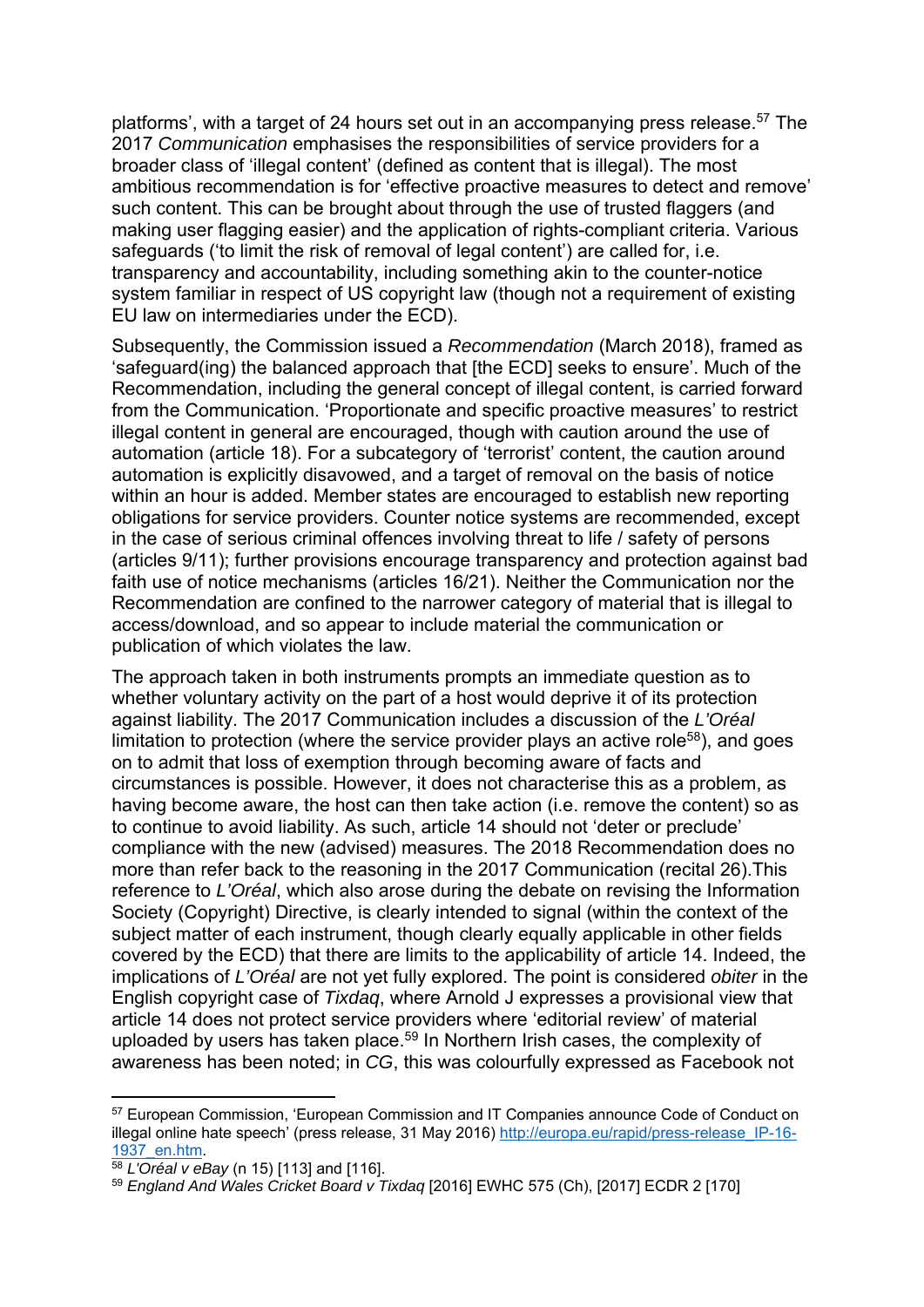platforms', with a target of 24 hours set out in an accompanying press release.[57] The 2017 *Communication* emphasises the responsibilities of service providers for a broader class of 'illegal content' (defined as content that is illegal). The most ambitious recommendation is for 'effective proactive measures to detect and remove' such content. This can be brought about through the use of trusted flaggers (and making user flagging easier) and the application of rights-compliant criteria. Various safeguards ('to limit the risk of removal of legal content') are called for, i.e. transparency and accountability, including something akin to the counter-notice system familiar in respect of US copyright law (though not a requirement of existing EU law on intermediaries under the ECD).

Subsequently, the Commission issued a *Recommendation* (March 2018), framed as 'safeguard(ing) the balanced approach that [the ECD] seeks to ensure'. Much of the Recommendation, including the general concept of illegal content, is carried forward from the Communication. 'Proportionate and specific proactive measures' to restrict illegal content in general are encouraged, though with caution around the use of automation (article 18). For a subcategory of 'terrorist' content, the caution around automation is explicitly disavowed, and a target of removal on the basis of notice within an hour is added. Member states are encouraged to establish new reporting obligations for service providers. Counter notice systems are recommended, except in the case of serious criminal offences involving threat to life / safety of persons (articles 9/11); further provisions encourage transparency and protection against bad faith use of notice mechanisms (articles 16/21). Neither the Communication nor the Recommendation are confined to the narrower category of material that is illegal to access/download, and so appear to include material the communication or publication of which violates the law.

The approach taken in both instruments prompts an immediate question as to whether voluntary activity on the part of a host would deprive it of its protection against liability. The 2017 Communication includes a discussion of the *L'Oréal* limitation to protection (where the service provider plays an active role[58]), and goes on to admit that loss of exemption through becoming aware of facts and circumstances is possible. However, it does not characterise this as a problem, as having become aware, the host can then take action (i.e. remove the content) so as to continue to avoid liability. As such, article 14 should not 'deter or preclude' compliance with the new (advised) measures. The 2018 Recommendation does no more than refer back to the reasoning in the 2017 Communication (recital 26).This reference to *L'Oréal*, which also arose during the debate on revising the Information Society (Copyright) Directive, is clearly intended to signal (within the context of the subject matter of each instrument, though clearly equally applicable in other fields covered by the ECD) that there are limits to the applicability of article 14. Indeed, the implications of *L'Oréal* are not yet fully explored. The point is considered *obiter* in the English copyright case of *Tixdaq*, where Arnold J expresses a provisional view that article 14 does not protect service providers where 'editorial review' of material uploaded by users has taken place.[59] In Northern Irish cases, the complexity of awareness has been noted; in *CG*, this was colourfully expressed as Facebook not

---

[57] European Commission, 'European Commission and IT Companies announce Code of Conduct on illegal online hate speech' (press release, 31 May 2016) http://europa.eu/rapid/press-release_IP-16-1937_en.htm.

[58] *L'Oréal v eBay* (n 15) [113] and [116].

[59] *England And Wales Cricket Board v Tixdaq* [2016] EWHC 575 (Ch), [2017] ECDR 2 [170]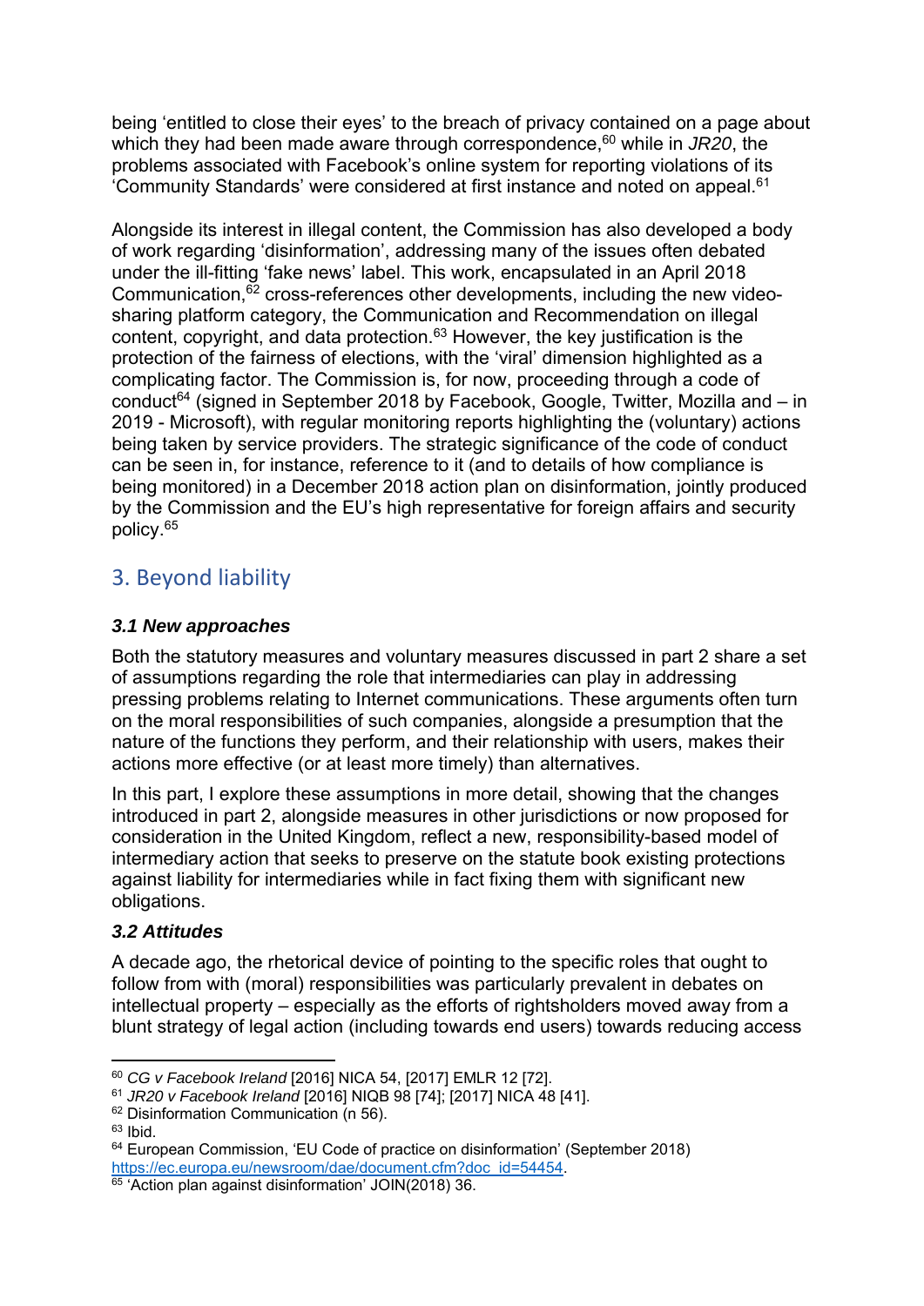being 'entitled to close their eyes' to the breach of privacy contained on a page about which they had been made aware through correspondence,[60] while in *JR20*, the problems associated with Facebook's online system for reporting violations of its 'Community Standards' were considered at first instance and noted on appeal.[61]

Alongside its interest in illegal content, the Commission has also developed a body of work regarding 'disinformation', addressing many of the issues often debated under the ill-fitting 'fake news' label. This work, encapsulated in an April 2018 Communication,[62] cross-references other developments, including the new video-sharing platform category, the Communication and Recommendation on illegal content, copyright, and data protection.[63] However, the key justification is the protection of the fairness of elections, with the 'viral' dimension highlighted as a complicating factor. The Commission is, for now, proceeding through a code of conduct[64] (signed in September 2018 by Facebook, Google, Twitter, Mozilla and – in 2019 - Microsoft), with regular monitoring reports highlighting the (voluntary) actions being taken by service providers. The strategic significance of the code of conduct can be seen in, for instance, reference to it (and to details of how compliance is being monitored) in a December 2018 action plan on disinformation, jointly produced by the Commission and the EU's high representative for foreign affairs and security policy.[65]

## 3. Beyond liability

### *3.1 New approaches*

Both the statutory measures and voluntary measures discussed in part 2 share a set of assumptions regarding the role that intermediaries can play in addressing pressing problems relating to Internet communications. These arguments often turn on the moral responsibilities of such companies, alongside a presumption that the nature of the functions they perform, and their relationship with users, makes their actions more effective (or at least more timely) than alternatives.

In this part, I explore these assumptions in more detail, showing that the changes introduced in part 2, alongside measures in other jurisdictions or now proposed for consideration in the United Kingdom, reflect a new, responsibility-based model of intermediary action that seeks to preserve on the statute book existing protections against liability for intermediaries while in fact fixing them with significant new obligations.

### *3.2 Attitudes*

A decade ago, the rhetorical device of pointing to the specific roles that ought to follow from with (moral) responsibilities was particularly prevalent in debates on intellectual property – especially as the efforts of rightsholders moved away from a blunt strategy of legal action (including towards end users) towards reducing access

---

[60] *CG v Facebook Ireland* [2016] NICA 54, [2017] EMLR 12 [72].

[61] *JR20 v Facebook Ireland* [2016] NIQB 98 [74]; [2017] NICA 48 [41].

[62] Disinformation Communication (n 56).

[63] Ibid.

[64] European Commission, 'EU Code of practice on disinformation' (September 2018) https://ec.europa.eu/newsroom/dae/document.cfm?doc_id=54454.

[65] 'Action plan against disinformation' JOIN(2018) 36.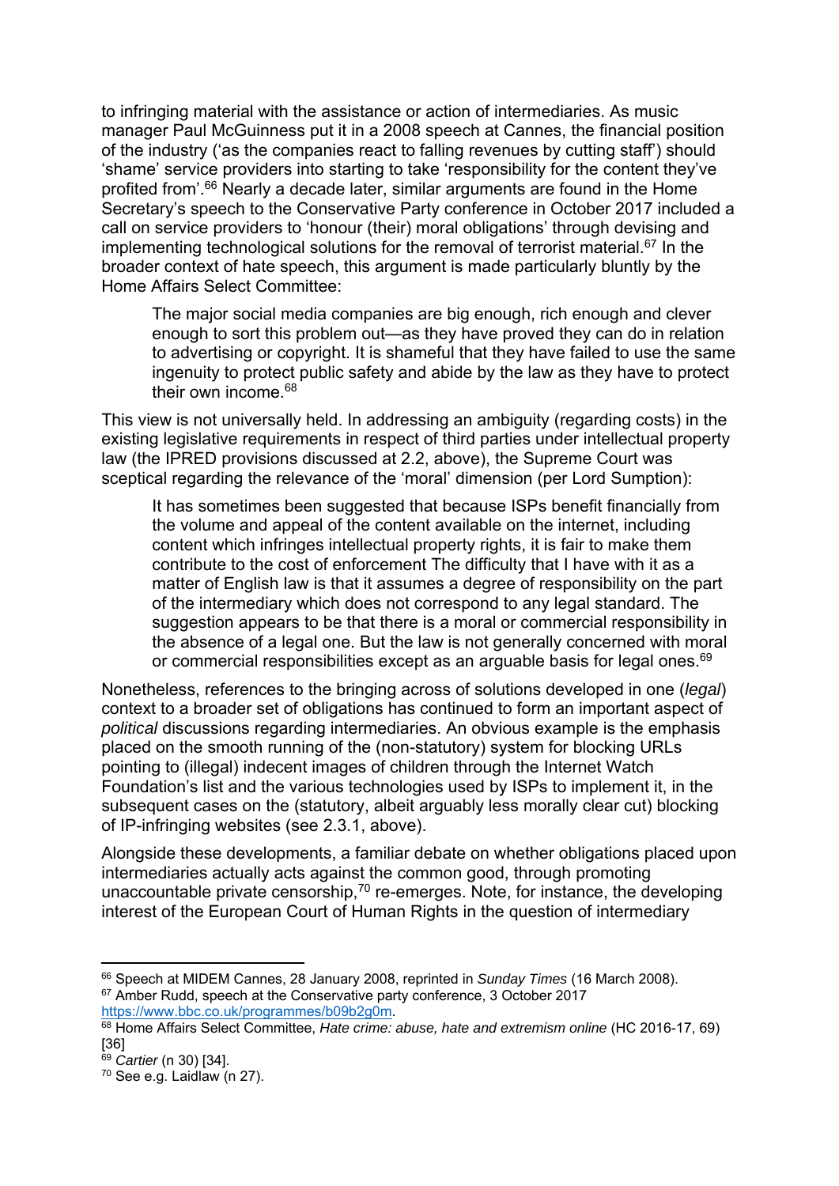to infringing material with the assistance or action of intermediaries. As music manager Paul McGuinness put it in a 2008 speech at Cannes, the financial position of the industry ('as the companies react to falling revenues by cutting staff') should 'shame' service providers into starting to take 'responsibility for the content they've profited from'.[66] Nearly a decade later, similar arguments are found in the Home Secretary's speech to the Conservative Party conference in October 2017 included a call on service providers to 'honour (their) moral obligations' through devising and implementing technological solutions for the removal of terrorist material.[67] In the broader context of hate speech, this argument is made particularly bluntly by the Home Affairs Select Committee:

> The major social media companies are big enough, rich enough and clever enough to sort this problem out—as they have proved they can do in relation to advertising or copyright. It is shameful that they have failed to use the same ingenuity to protect public safety and abide by the law as they have to protect their own income.[68]

This view is not universally held. In addressing an ambiguity (regarding costs) in the existing legislative requirements in respect of third parties under intellectual property law (the IPRED provisions discussed at 2.2, above), the Supreme Court was sceptical regarding the relevance of the 'moral' dimension (per Lord Sumption):

> It has sometimes been suggested that because ISPs benefit financially from the volume and appeal of the content available on the internet, including content which infringes intellectual property rights, it is fair to make them contribute to the cost of enforcement The difficulty that I have with it as a matter of English law is that it assumes a degree of responsibility on the part of the intermediary which does not correspond to any legal standard. The suggestion appears to be that there is a moral or commercial responsibility in the absence of a legal one. But the law is not generally concerned with moral or commercial responsibilities except as an arguable basis for legal ones.[69]

Nonetheless, references to the bringing across of solutions developed in one (*legal*) context to a broader set of obligations has continued to form an important aspect of *political* discussions regarding intermediaries. An obvious example is the emphasis placed on the smooth running of the (non-statutory) system for blocking URLs pointing to (illegal) indecent images of children through the Internet Watch Foundation's list and the various technologies used by ISPs to implement it, in the subsequent cases on the (statutory, albeit arguably less morally clear cut) blocking of IP-infringing websites (see 2.3.1, above).

Alongside these developments, a familiar debate on whether obligations placed upon intermediaries actually acts against the common good, through promoting unaccountable private censorship,[70] re-emerges. Note, for instance, the developing interest of the European Court of Human Rights in the question of intermediary

---

[66] Speech at MIDEM Cannes, 28 January 2008, reprinted in *Sunday Times* (16 March 2008).

[67] Amber Rudd, speech at the Conservative party conference, 3 October 2017 https://www.bbc.co.uk/programmes/b09b2g0m.

[68] Home Affairs Select Committee, *Hate crime: abuse, hate and extremism online* (HC 2016-17, 69) [36]

[69] *Cartier* (n 30) [34].

[70] See e.g. Laidlaw (n 27).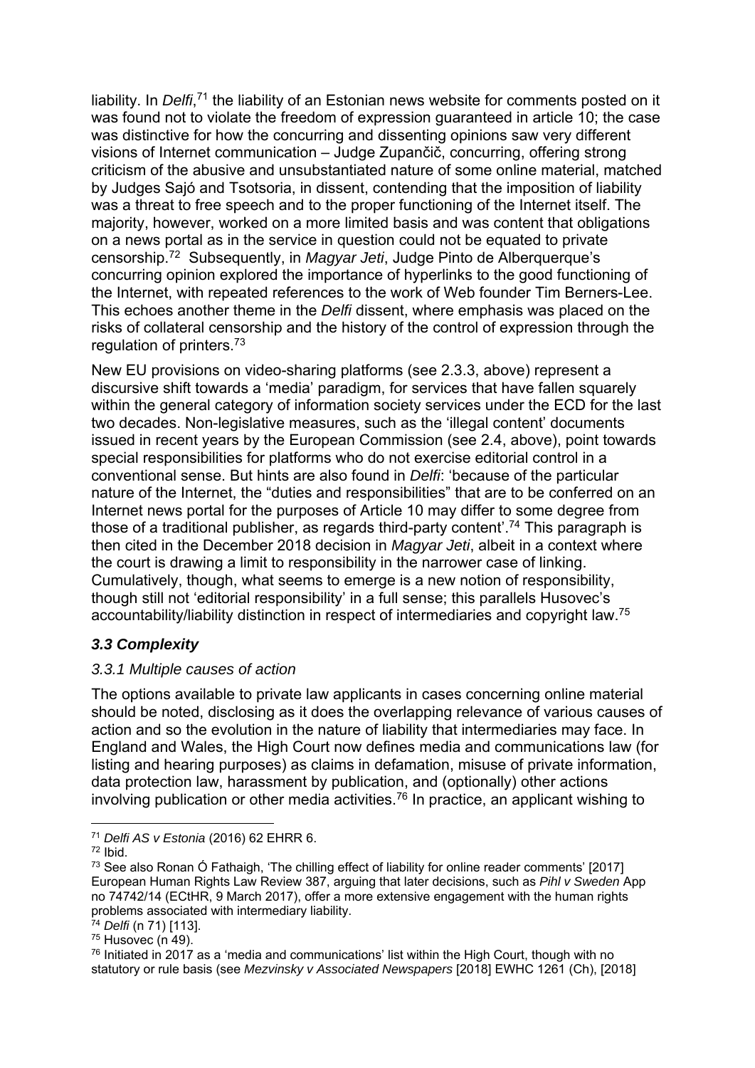liability. In *Delfi*,[71] the liability of an Estonian news website for comments posted on it was found not to violate the freedom of expression guaranteed in article 10; the case was distinctive for how the concurring and dissenting opinions saw very different visions of Internet communication – Judge Zupančič, concurring, offering strong criticism of the abusive and unsubstantiated nature of some online material, matched by Judges Sajó and Tsotsoria, in dissent, contending that the imposition of liability was a threat to free speech and to the proper functioning of the Internet itself. The majority, however, worked on a more limited basis and was content that obligations on a news portal as in the service in question could not be equated to private censorship.[72] Subsequently, in *Magyar Jeti*, Judge Pinto de Alberquerque's concurring opinion explored the importance of hyperlinks to the good functioning of the Internet, with repeated references to the work of Web founder Tim Berners-Lee. This echoes another theme in the *Delfi* dissent, where emphasis was placed on the risks of collateral censorship and the history of the control of expression through the regulation of printers.[73]

New EU provisions on video-sharing platforms (see 2.3.3, above) represent a discursive shift towards a 'media' paradigm, for services that have fallen squarely within the general category of information society services under the ECD for the last two decades. Non-legislative measures, such as the 'illegal content' documents issued in recent years by the European Commission (see 2.4, above), point towards special responsibilities for platforms who do not exercise editorial control in a conventional sense. But hints are also found in *Delfi*: 'because of the particular nature of the Internet, the "duties and responsibilities" that are to be conferred on an Internet news portal for the purposes of Article 10 may differ to some degree from those of a traditional publisher, as regards third-party content'.[74] This paragraph is then cited in the December 2018 decision in *Magyar Jeti*, albeit in a context where the court is drawing a limit to responsibility in the narrower case of linking. Cumulatively, though, what seems to emerge is a new notion of responsibility, though still not 'editorial responsibility' in a full sense; this parallels Husovec's accountability/liability distinction in respect of intermediaries and copyright law.[75]

### *3.3 Complexity*

#### *3.3.1 Multiple causes of action*

The options available to private law applicants in cases concerning online material should be noted, disclosing as it does the overlapping relevance of various causes of action and so the evolution in the nature of liability that intermediaries may face. In England and Wales, the High Court now defines media and communications law (for listing and hearing purposes) as claims in defamation, misuse of private information, data protection law, harassment by publication, and (optionally) other actions involving publication or other media activities.[76] In practice, an applicant wishing to

---

[71] *Delfi AS v Estonia* (2016) 62 EHRR 6.

[72] Ibid.

[73] See also Ronan Ó Fathaigh, 'The chilling effect of liability for online reader comments' [2017] European Human Rights Law Review 387, arguing that later decisions, such as *Pihl v Sweden* App no 74742/14 (ECtHR, 9 March 2017), offer a more extensive engagement with the human rights problems associated with intermediary liability.

[74] *Delfi* (n 71) [113].

[75] Husovec (n 49).

[76] Initiated in 2017 as a 'media and communications' list within the High Court, though with no statutory or rule basis (see *Mezvinsky v Associated Newspapers* [2018] EWHC 1261 (Ch), [2018]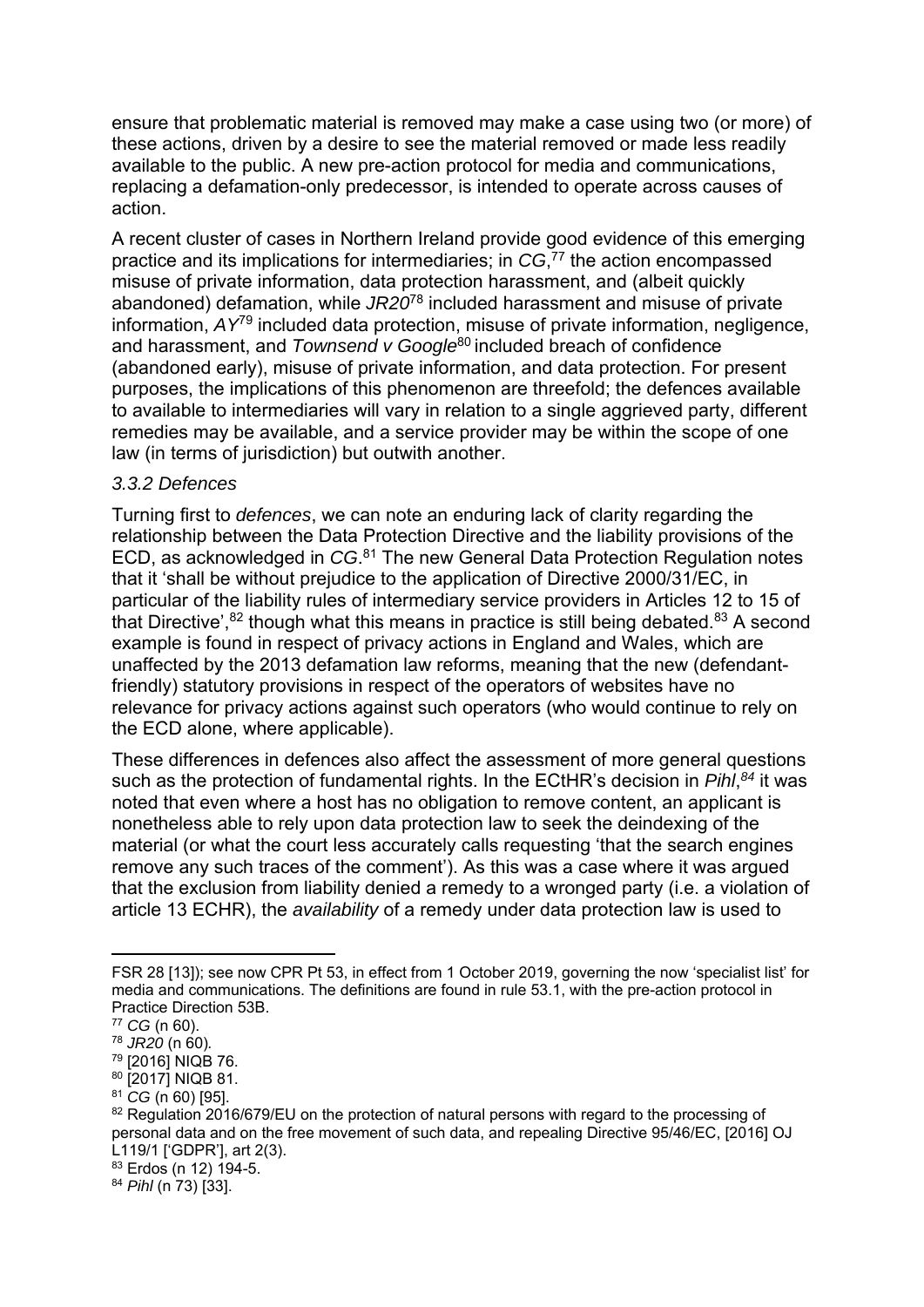ensure that problematic material is removed may make a case using two (or more) of these actions, driven by a desire to see the material removed or made less readily available to the public. A new pre-action protocol for media and communications, replacing a defamation-only predecessor, is intended to operate across causes of action.

A recent cluster of cases in Northern Ireland provide good evidence of this emerging practice and its implications for intermediaries; in *CG*,[77] the action encompassed misuse of private information, data protection harassment, and (albeit quickly abandoned) defamation, while *JR20*[78] included harassment and misuse of private information, *AY*[79] included data protection, misuse of private information, negligence, and harassment, and *Townsend v Google*[80] included breach of confidence (abandoned early), misuse of private information, and data protection. For present purposes, the implications of this phenomenon are threefold; the defences available to available to intermediaries will vary in relation to a single aggrieved party, different remedies may be available, and a service provider may be within the scope of one law (in terms of jurisdiction) but outwith another.

### *3.3.2 Defences*

Turning first to *defences*, we can note an enduring lack of clarity regarding the relationship between the Data Protection Directive and the liability provisions of the ECD, as acknowledged in *CG*.[81] The new General Data Protection Regulation notes that it 'shall be without prejudice to the application of Directive 2000/31/EC, in particular of the liability rules of intermediary service providers in Articles 12 to 15 of that Directive',[82] though what this means in practice is still being debated.[83] A second example is found in respect of privacy actions in England and Wales, which are unaffected by the 2013 defamation law reforms, meaning that the new (defendant-friendly) statutory provisions in respect of the operators of websites have no relevance for privacy actions against such operators (who would continue to rely on the ECD alone, where applicable).

These differences in defences also affect the assessment of more general questions such as the protection of fundamental rights. In the ECtHR's decision in *Pihl*,[84] it was noted that even where a host has no obligation to remove content, an applicant is nonetheless able to rely upon data protection law to seek the deindexing of the material (or what the court less accurately calls requesting 'that the search engines remove any such traces of the comment'). As this was a case where it was argued that the exclusion from liability denied a remedy to a wronged party (i.e. a violation of article 13 ECHR), the *availability* of a remedy under data protection law is used to

---

FSR 28 [13]); see now CPR Pt 53, in effect from 1 October 2019, governing the now 'specialist list' for media and communications. The definitions are found in rule 53.1, with the pre-action protocol in Practice Direction 53B.

[77] *CG* (n 60).

[78] *JR20* (n 60).

[79] [2016] NIQB 76.

[80] [2017] NIQB 81.

[81] *CG* (n 60) [95].

[82] Regulation 2016/679/EU on the protection of natural persons with regard to the processing of personal data and on the free movement of such data, and repealing Directive 95/46/EC, [2016] OJ L119/1 ['GDPR'], art 2(3).

[83] Erdos (n 12) 194-5.

[84] *Pihl* (n 73) [33].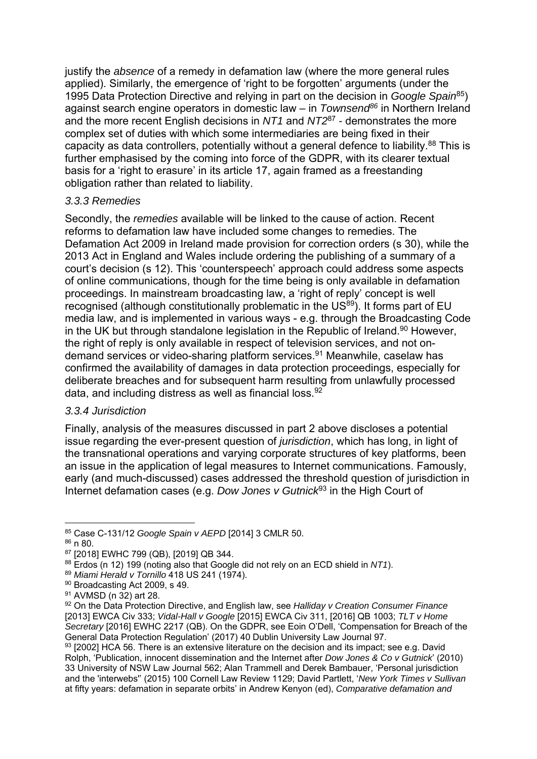justify the *absence* of a remedy in defamation law (where the more general rules applied). Similarly, the emergence of 'right to be forgotten' arguments (under the 1995 Data Protection Directive and relying in part on the decision in *Google Spain*[85]) against search engine operators in domestic law – in *Townsend*[86] in Northern Ireland and the more recent English decisions in *NT1* and *NT2*[87] - demonstrates the more complex set of duties with which some intermediaries are being fixed in their capacity as data controllers, potentially without a general defence to liability.[88] This is further emphasised by the coming into force of the GDPR, with its clearer textual basis for a 'right to erasure' in its article 17, again framed as a freestanding obligation rather than related to liability.

### *3.3.3 Remedies*

Secondly, the *remedies* available will be linked to the cause of action. Recent reforms to defamation law have included some changes to remedies. The Defamation Act 2009 in Ireland made provision for correction orders (s 30), while the 2013 Act in England and Wales include ordering the publishing of a summary of a court's decision (s 12). This 'counterspeech' approach could address some aspects of online communications, though for the time being is only available in defamation proceedings. In mainstream broadcasting law, a 'right of reply' concept is well recognised (although constitutionally problematic in the US[89]). It forms part of EU media law, and is implemented in various ways - e.g. through the Broadcasting Code in the UK but through standalone legislation in the Republic of Ireland.[90] However, the right of reply is only available in respect of television services, and not on-demand services or video-sharing platform services.[91] Meanwhile, caselaw has confirmed the availability of damages in data protection proceedings, especially for deliberate breaches and for subsequent harm resulting from unlawfully processed data, and including distress as well as financial loss.[92]

### *3.3.4 Jurisdiction*

Finally, analysis of the measures discussed in part 2 above discloses a potential issue regarding the ever-present question of *jurisdiction*, which has long, in light of the transnational operations and varying corporate structures of key platforms, been an issue in the application of legal measures to Internet communications. Famously, early (and much-discussed) cases addressed the threshold question of jurisdiction in Internet defamation cases (e.g. *Dow Jones v Gutnick*[93] in the High Court of

---

[85] Case C-131/12 *Google Spain v AEPD* [2014] 3 CMLR 50.

[86] n 80.

[87] [2018] EWHC 799 (QB), [2019] QB 344.

[88] Erdos (n 12) 199 (noting also that Google did not rely on an ECD shield in *NT1*).

[89] *Miami Herald v Tornillo* 418 US 241 (1974).

[90] Broadcasting Act 2009, s 49.

[91] AVMSD (n 32) art 28.

[92] On the Data Protection Directive, and English law, see *Halliday v Creation Consumer Finance* [2013] EWCA Civ 333; *Vidal-Hall v Google* [2015] EWCA Civ 311, [2016] QB 1003; *TLT v Home Secretary* [2016] EWHC 2217 (QB). On the GDPR, see Eoin O'Dell, 'Compensation for Breach of the General Data Protection Regulation' (2017) 40 Dublin University Law Journal 97.

[93] [2002] HCA 56. There is an extensive literature on the decision and its impact; see e.g. David Rolph, 'Publication, innocent dissemination and the Internet after *Dow Jones & Co v Gutnick*' (2010) 33 University of NSW Law Journal 562; Alan Trammell and Derek Bambauer, 'Personal jurisdiction and the 'interwebs'' (2015) 100 Cornell Law Review 1129; David Partlett, '*New York Times v Sullivan* at fifty years: defamation in separate orbits' in Andrew Kenyon (ed), *Comparative defamation and*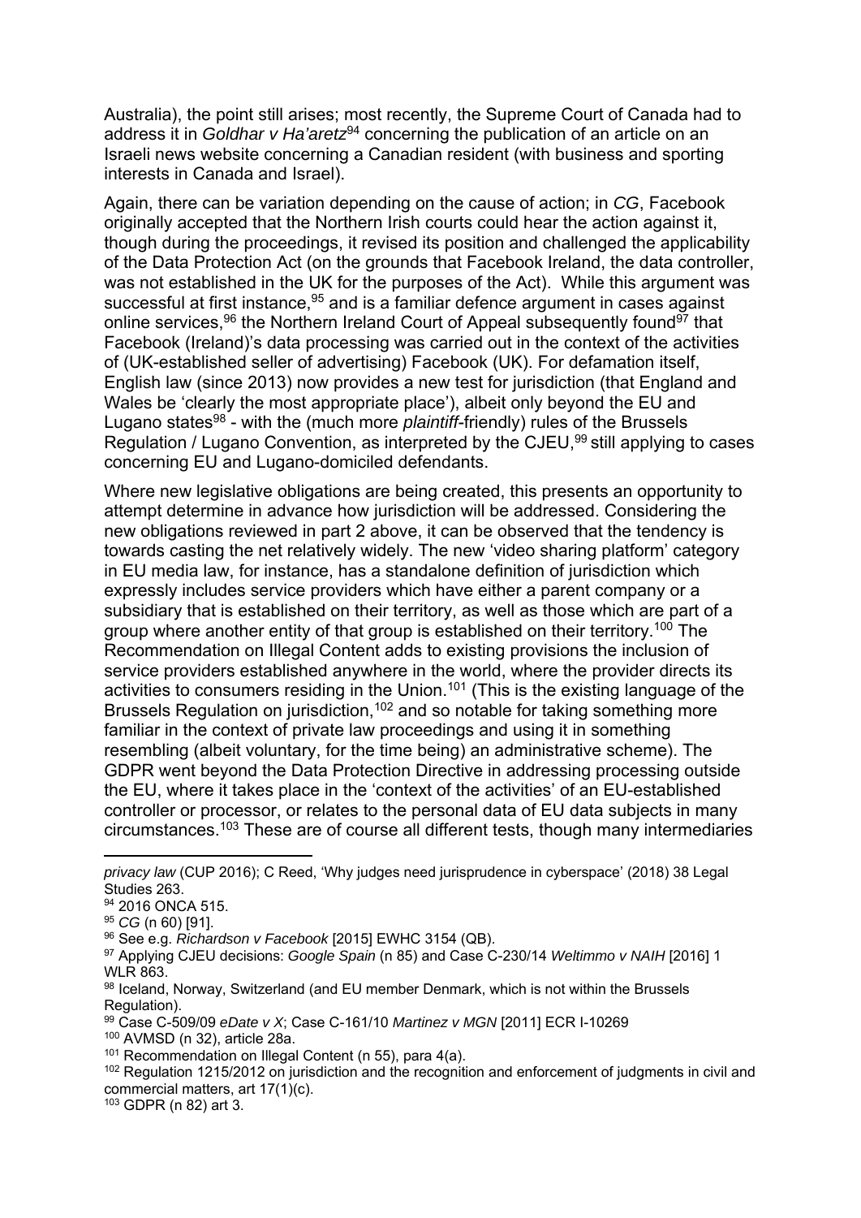Australia), the point still arises; most recently, the Supreme Court of Canada had to address it in *Goldhar v Ha'aretz*[94] concerning the publication of an article on an Israeli news website concerning a Canadian resident (with business and sporting interests in Canada and Israel).

Again, there can be variation depending on the cause of action; in *CG*, Facebook originally accepted that the Northern Irish courts could hear the action against it, though during the proceedings, it revised its position and challenged the applicability of the Data Protection Act (on the grounds that Facebook Ireland, the data controller, was not established in the UK for the purposes of the Act). While this argument was successful at first instance,[95] and is a familiar defence argument in cases against online services,[96] the Northern Ireland Court of Appeal subsequently found[97] that Facebook (Ireland)'s data processing was carried out in the context of the activities of (UK-established seller of advertising) Facebook (UK). For defamation itself, English law (since 2013) now provides a new test for jurisdiction (that England and Wales be 'clearly the most appropriate place'), albeit only beyond the EU and Lugano states[98] - with the (much more *plaintiff*-friendly) rules of the Brussels Regulation / Lugano Convention, as interpreted by the CJEU,[99] still applying to cases concerning EU and Lugano-domiciled defendants.

Where new legislative obligations are being created, this presents an opportunity to attempt determine in advance how jurisdiction will be addressed. Considering the new obligations reviewed in part 2 above, it can be observed that the tendency is towards casting the net relatively widely. The new 'video sharing platform' category in EU media law, for instance, has a standalone definition of jurisdiction which expressly includes service providers which have either a parent company or a subsidiary that is established on their territory, as well as those which are part of a group where another entity of that group is established on their territory.[100] The Recommendation on Illegal Content adds to existing provisions the inclusion of service providers established anywhere in the world, where the provider directs its activities to consumers residing in the Union.[101] (This is the existing language of the Brussels Regulation on jurisdiction,[102] and so notable for taking something more familiar in the context of private law proceedings and using it in something resembling (albeit voluntary, for the time being) an administrative scheme). The GDPR went beyond the Data Protection Directive in addressing processing outside the EU, where it takes place in the 'context of the activities' of an EU-established controller or processor, or relates to the personal data of EU data subjects in many circumstances.[103] These are of course all different tests, though many intermediaries

---

*privacy law* (CUP 2016); C Reed, 'Why judges need jurisprudence in cyberspace' (2018) 38 Legal Studies 263.

[94] 2016 ONCA 515.

[95] *CG* (n 60) [91].

[96] See e.g. *Richardson v Facebook* [2015] EWHC 3154 (QB).

[97] Applying CJEU decisions: *Google Spain* (n 85) and Case C-230/14 *Weltimmo v NAIH* [2016] 1 WLR 863.

[98] Iceland, Norway, Switzerland (and EU member Denmark, which is not within the Brussels Regulation).

[99] Case C-509/09 *eDate v X*; Case C-161/10 *Martinez v MGN* [2011] ECR I-10269

[100] AVMSD (n 32), article 28a.

[101] Recommendation on Illegal Content (n 55), para 4(a).

[102] Regulation 1215/2012 on jurisdiction and the recognition and enforcement of judgments in civil and commercial matters, art 17(1)(c).

[103] GDPR (n 82) art 3.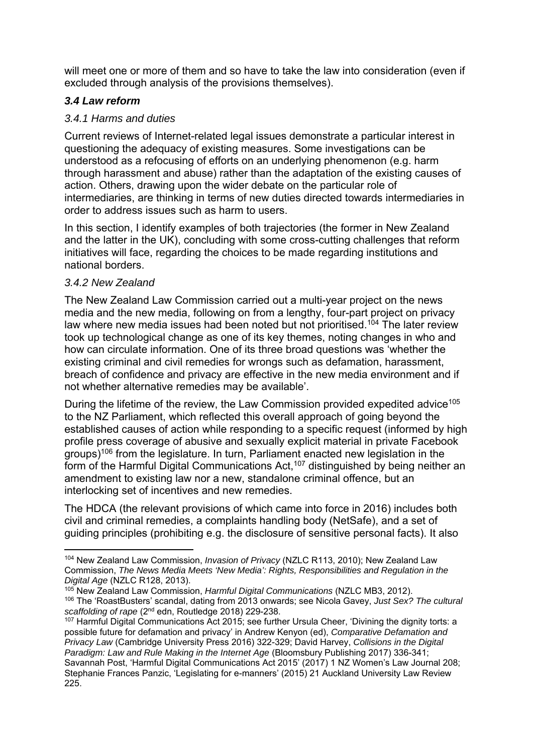will meet one or more of them and so have to take the law into consideration (even if excluded through analysis of the provisions themselves).

### *3.4 Law reform*

#### *3.4.1 Harms and duties*

Current reviews of Internet-related legal issues demonstrate a particular interest in questioning the adequacy of existing measures. Some investigations can be understood as a refocusing of efforts on an underlying phenomenon (e.g. harm through harassment and abuse) rather than the adaptation of the existing causes of action. Others, drawing upon the wider debate on the particular role of intermediaries, are thinking in terms of new duties directed towards intermediaries in order to address issues such as harm to users.

In this section, I identify examples of both trajectories (the former in New Zealand and the latter in the UK), concluding with some cross-cutting challenges that reform initiatives will face, regarding the choices to be made regarding institutions and national borders.

#### *3.4.2 New Zealand*

The New Zealand Law Commission carried out a multi-year project on the news media and the new media, following on from a lengthy, four-part project on privacy law where new media issues had been noted but not prioritised.[104] The later review took up technological change as one of its key themes, noting changes in who and how can circulate information. One of its three broad questions was 'whether the existing criminal and civil remedies for wrongs such as defamation, harassment, breach of confidence and privacy are effective in the new media environment and if not whether alternative remedies may be available'.

During the lifetime of the review, the Law Commission provided expedited advice[105] to the NZ Parliament, which reflected this overall approach of going beyond the established causes of action while responding to a specific request (informed by high profile press coverage of abusive and sexually explicit material in private Facebook groups)[106] from the legislature. In turn, Parliament enacted new legislation in the form of the Harmful Digital Communications Act,[107] distinguished by being neither an amendment to existing law nor a new, standalone criminal offence, but an interlocking set of incentives and new remedies.

The HDCA (the relevant provisions of which came into force in 2016) includes both civil and criminal remedies, a complaints handling body (NetSafe), and a set of guiding principles (prohibiting e.g. the disclosure of sensitive personal facts). It also

---

[104] New Zealand Law Commission, *Invasion of Privacy* (NZLC R113, 2010); New Zealand Law Commission, *The News Media Meets 'New Media': Rights, Responsibilities and Regulation in the Digital Age* (NZLC R128, 2013).

[105] New Zealand Law Commission, *Harmful Digital Communications* (NZLC MB3, 2012).

[106] The 'RoastBusters' scandal, dating from 2013 onwards; see Nicola Gavey, *Just Sex? The cultural scaffolding of rape* (2nd edn, Routledge 2018) 229-238.

[107] Harmful Digital Communications Act 2015; see further Ursula Cheer, 'Divining the dignity torts: a possible future for defamation and privacy' in Andrew Kenyon (ed), *Comparative Defamation and Privacy Law* (Cambridge University Press 2016) 322-329; David Harvey, *Collisions in the Digital Paradigm: Law and Rule Making in the Internet Age* (Bloomsbury Publishing 2017) 336-341; Savannah Post, 'Harmful Digital Communications Act 2015' (2017) 1 NZ Women's Law Journal 208; Stephanie Frances Panzic, 'Legislating for e-manners' (2015) 21 Auckland University Law Review 225.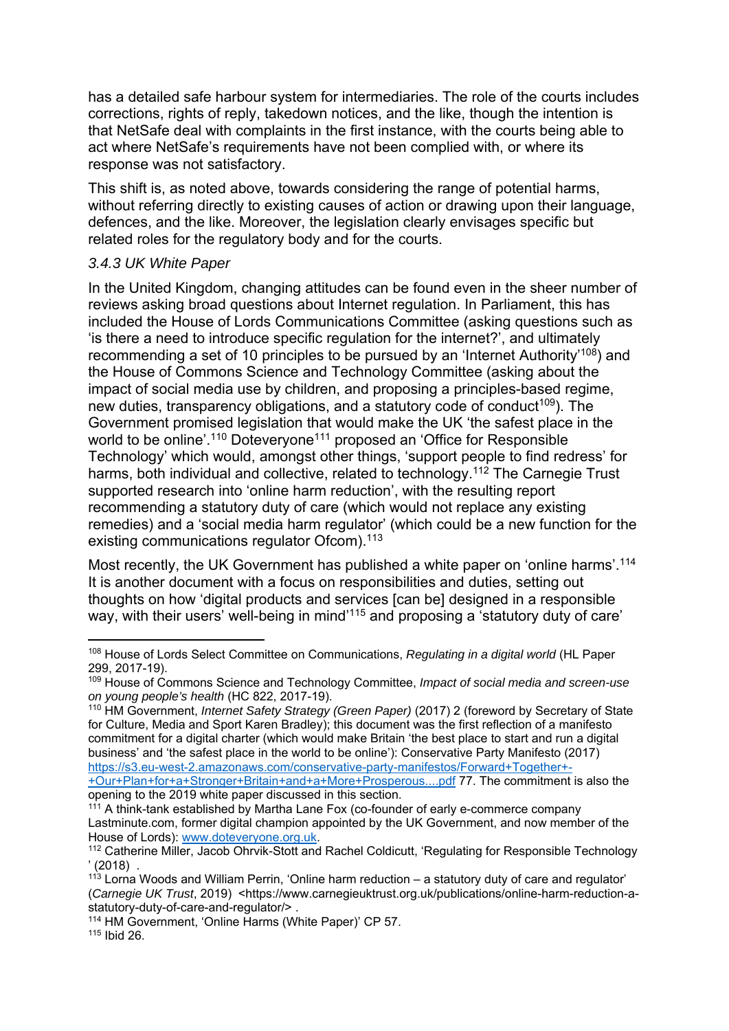has a detailed safe harbour system for intermediaries. The role of the courts includes corrections, rights of reply, takedown notices, and the like, though the intention is that NetSafe deal with complaints in the first instance, with the courts being able to act where NetSafe's requirements have not been complied with, or where its response was not satisfactory.

This shift is, as noted above, towards considering the range of potential harms, without referring directly to existing causes of action or drawing upon their language, defences, and the like. Moreover, the legislation clearly envisages specific but related roles for the regulatory body and for the courts.

### *3.4.3 UK White Paper*

In the United Kingdom, changing attitudes can be found even in the sheer number of reviews asking broad questions about Internet regulation. In Parliament, this has included the House of Lords Communications Committee (asking questions such as 'is there a need to introduce specific regulation for the internet?', and ultimately recommending a set of 10 principles to be pursued by an 'Internet Authority'[108]) and the House of Commons Science and Technology Committee (asking about the impact of social media use by children, and proposing a principles-based regime, new duties, transparency obligations, and a statutory code of conduct[109]). The Government promised legislation that would make the UK 'the safest place in the world to be online'.[110] Doteveryone[111] proposed an 'Office for Responsible Technology' which would, amongst other things, 'support people to find redress' for harms, both individual and collective, related to technology.[112] The Carnegie Trust supported research into 'online harm reduction', with the resulting report recommending a statutory duty of care (which would not replace any existing remedies) and a 'social media harm regulator' (which could be a new function for the existing communications regulator Ofcom).[113]

Most recently, the UK Government has published a white paper on 'online harms'.[114] It is another document with a focus on responsibilities and duties, setting out thoughts on how 'digital products and services [can be] designed in a responsible way, with their users' well-being in mind'[115] and proposing a 'statutory duty of care'

---

[108] House of Lords Select Committee on Communications, *Regulating in a digital world* (HL Paper 299, 2017-19).

[109] House of Commons Science and Technology Committee, *Impact of social media and screen-use on young people's health* (HC 822, 2017-19).

[110] HM Government, *Internet Safety Strategy (Green Paper)* (2017) 2 (foreword by Secretary of State for Culture, Media and Sport Karen Bradley); this document was the first reflection of a manifesto commitment for a digital charter (which would make Britain 'the best place to start and run a digital business' and 'the safest place in the world to be online'): Conservative Party Manifesto (2017) https://s3.eu-west-2.amazonaws.com/conservative-party-manifestos/Forward+Together+-+Our+Plan+for+a+Stronger+Britain+and+a+More+Prosperous....pdf 77. The commitment is also the opening to the 2019 white paper discussed in this section.

[111] A think-tank established by Martha Lane Fox (co-founder of early e-commerce company Lastminute.com, former digital champion appointed by the UK Government, and now member of the House of Lords): www.doteveryone.org.uk.

[112] Catherine Miller, Jacob Ohrvik-Stott and Rachel Coldicutt, 'Regulating for Responsible Technology ' (2018) .

[113] Lorna Woods and William Perrin, 'Online harm reduction – a statutory duty of care and regulator' (*Carnegie UK Trust*, 2019) <https://www.carnegieuktrust.org.uk/publications/online-harm-reduction-a-statutory-duty-of-care-and-regulator/> .

[114] HM Government, 'Online Harms (White Paper)' CP 57.

[115] Ibid 26.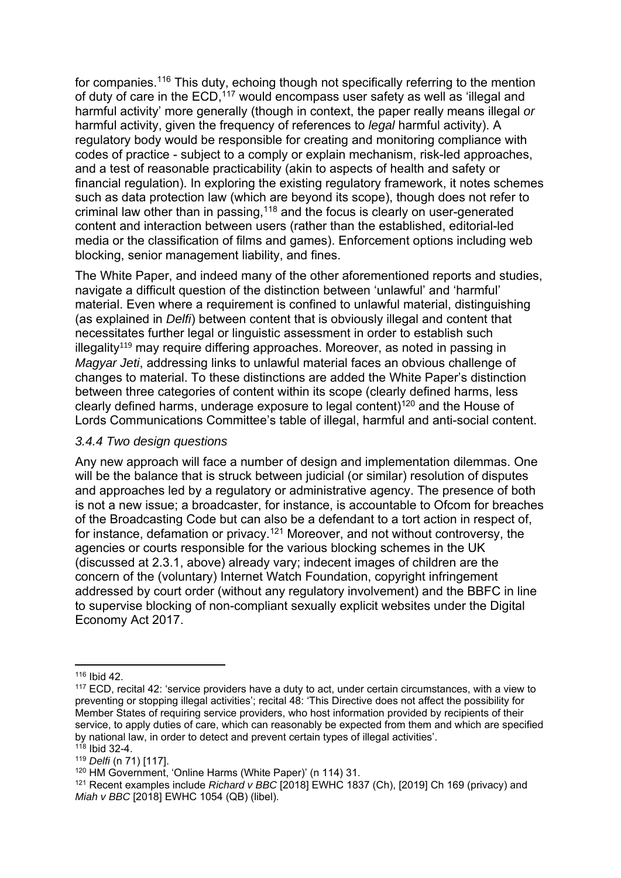for companies.[116] This duty, echoing though not specifically referring to the mention of duty of care in the ECD,[117] would encompass user safety as well as 'illegal and harmful activity' more generally (though in context, the paper really means illegal *or* harmful activity, given the frequency of references to *legal* harmful activity). A regulatory body would be responsible for creating and monitoring compliance with codes of practice - subject to a comply or explain mechanism, risk-led approaches, and a test of reasonable practicability (akin to aspects of health and safety or financial regulation). In exploring the existing regulatory framework, it notes schemes such as data protection law (which are beyond its scope), though does not refer to criminal law other than in passing,[118] and the focus is clearly on user-generated content and interaction between users (rather than the established, editorial-led media or the classification of films and games). Enforcement options including web blocking, senior management liability, and fines.

The White Paper, and indeed many of the other aforementioned reports and studies, navigate a difficult question of the distinction between 'unlawful' and 'harmful' material. Even where a requirement is confined to unlawful material, distinguishing (as explained in *Delfi*) between content that is obviously illegal and content that necessitates further legal or linguistic assessment in order to establish such illegality[119] may require differing approaches. Moreover, as noted in passing in *Magyar Jeti*, addressing links to unlawful material faces an obvious challenge of changes to material. To these distinctions are added the White Paper's distinction between three categories of content within its scope (clearly defined harms, less clearly defined harms, underage exposure to legal content)[120] and the House of Lords Communications Committee's table of illegal, harmful and anti-social content.

### *3.4.4 Two design questions*

Any new approach will face a number of design and implementation dilemmas. One will be the balance that is struck between judicial (or similar) resolution of disputes and approaches led by a regulatory or administrative agency. The presence of both is not a new issue; a broadcaster, for instance, is accountable to Ofcom for breaches of the Broadcasting Code but can also be a defendant to a tort action in respect of, for instance, defamation or privacy.[121] Moreover, and not without controversy, the agencies or courts responsible for the various blocking schemes in the UK (discussed at 2.3.1, above) already vary; indecent images of children are the concern of the (voluntary) Internet Watch Foundation, copyright infringement addressed by court order (without any regulatory involvement) and the BBFC in line to supervise blocking of non-compliant sexually explicit websites under the Digital Economy Act 2017.

---

[116] Ibid 42.

[117] ECD, recital 42: 'service providers have a duty to act, under certain circumstances, with a view to preventing or stopping illegal activities'; recital 48: 'This Directive does not affect the possibility for Member States of requiring service providers, who host information provided by recipients of their service, to apply duties of care, which can reasonably be expected from them and which are specified by national law, in order to detect and prevent certain types of illegal activities'.

[118] Ibid 32-4.

[119] *Delfi* (n 71) [117].

[120] HM Government, 'Online Harms (White Paper)' (n 114) 31.

[121] Recent examples include *Richard v BBC* [2018] EWHC 1837 (Ch), [2019] Ch 169 (privacy) and *Miah v BBC* [2018] EWHC 1054 (QB) (libel).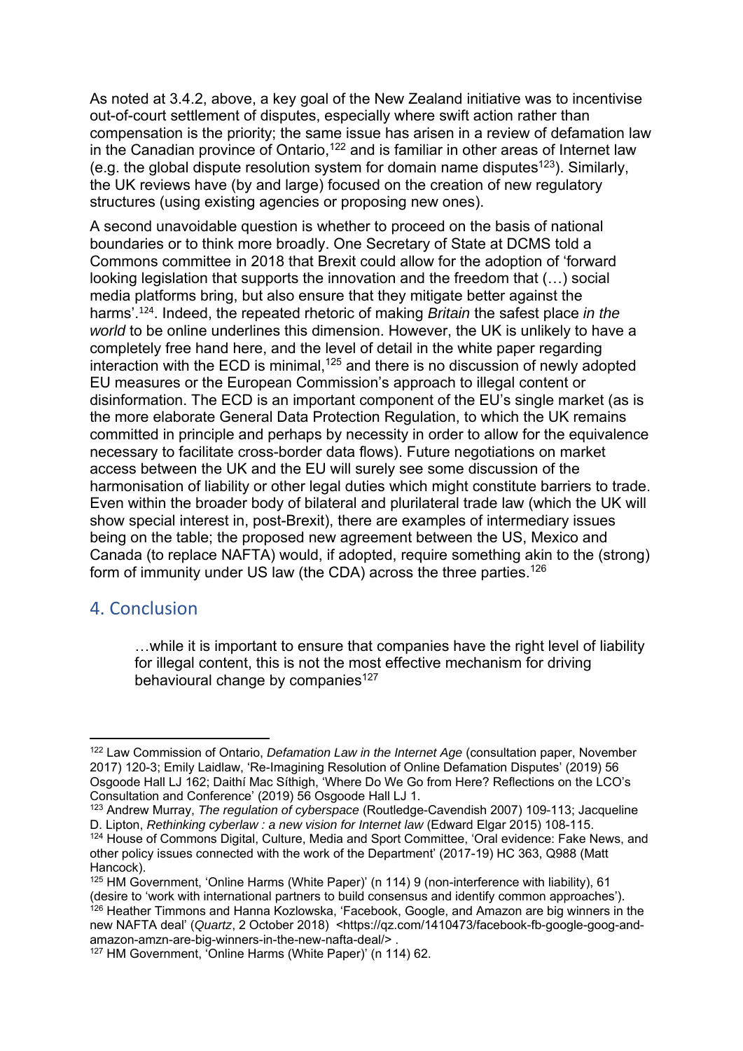As noted at 3.4.2, above, a key goal of the New Zealand initiative was to incentivise out-of-court settlement of disputes, especially where swift action rather than compensation is the priority; the same issue has arisen in a review of defamation law in the Canadian province of Ontario,[122] and is familiar in other areas of Internet law (e.g. the global dispute resolution system for domain name disputes[123]). Similarly, the UK reviews have (by and large) focused on the creation of new regulatory structures (using existing agencies or proposing new ones).

A second unavoidable question is whether to proceed on the basis of national boundaries or to think more broadly. One Secretary of State at DCMS told a Commons committee in 2018 that Brexit could allow for the adoption of 'forward looking legislation that supports the innovation and the freedom that (…) social media platforms bring, but also ensure that they mitigate better against the harms'.[124]. Indeed, the repeated rhetoric of making *Britain* the safest place *in the world* to be online underlines this dimension. However, the UK is unlikely to have a completely free hand here, and the level of detail in the white paper regarding interaction with the ECD is minimal,[125] and there is no discussion of newly adopted EU measures or the European Commission's approach to illegal content or disinformation. The ECD is an important component of the EU's single market (as is the more elaborate General Data Protection Regulation, to which the UK remains committed in principle and perhaps by necessity in order to allow for the equivalence necessary to facilitate cross-border data flows). Future negotiations on market access between the UK and the EU will surely see some discussion of the harmonisation of liability or other legal duties which might constitute barriers to trade. Even within the broader body of bilateral and plurilateral trade law (which the UK will show special interest in, post-Brexit), there are examples of intermediary issues being on the table; the proposed new agreement between the US, Mexico and Canada (to replace NAFTA) would, if adopted, require something akin to the (strong) form of immunity under US law (the CDA) across the three parties.[126]

## 4. Conclusion

> …while it is important to ensure that companies have the right level of liability for illegal content, this is not the most effective mechanism for driving behavioural change by companies[127]

---

[122] Law Commission of Ontario, *Defamation Law in the Internet Age* (consultation paper, November 2017) 120-3; Emily Laidlaw, 'Re-Imagining Resolution of Online Defamation Disputes' (2019) 56 Osgoode Hall LJ 162; Daithí Mac Síthigh, 'Where Do We Go from Here? Reflections on the LCO's Consultation and Conference' (2019) 56 Osgoode Hall LJ 1.

[123] Andrew Murray, *The regulation of cyberspace* (Routledge-Cavendish 2007) 109-113; Jacqueline D. Lipton, *Rethinking cyberlaw : a new vision for Internet law* (Edward Elgar 2015) 108-115.

[124] House of Commons Digital, Culture, Media and Sport Committee, 'Oral evidence: Fake News, and other policy issues connected with the work of the Department' (2017-19) HC 363, Q988 (Matt Hancock).

[125] HM Government, 'Online Harms (White Paper)' (n 114) 9 (non-interference with liability), 61 (desire to 'work with international partners to build consensus and identify common approaches').

[126] Heather Timmons and Hanna Kozlowska, 'Facebook, Google, and Amazon are big winners in the new NAFTA deal' (*Quartz*, 2 October 2018) <https://qz.com/1410473/facebook-fb-google-goog-and-amazon-amzn-are-big-winners-in-the-new-nafta-deal/> .

[127] HM Government, 'Online Harms (White Paper)' (n 114) 62.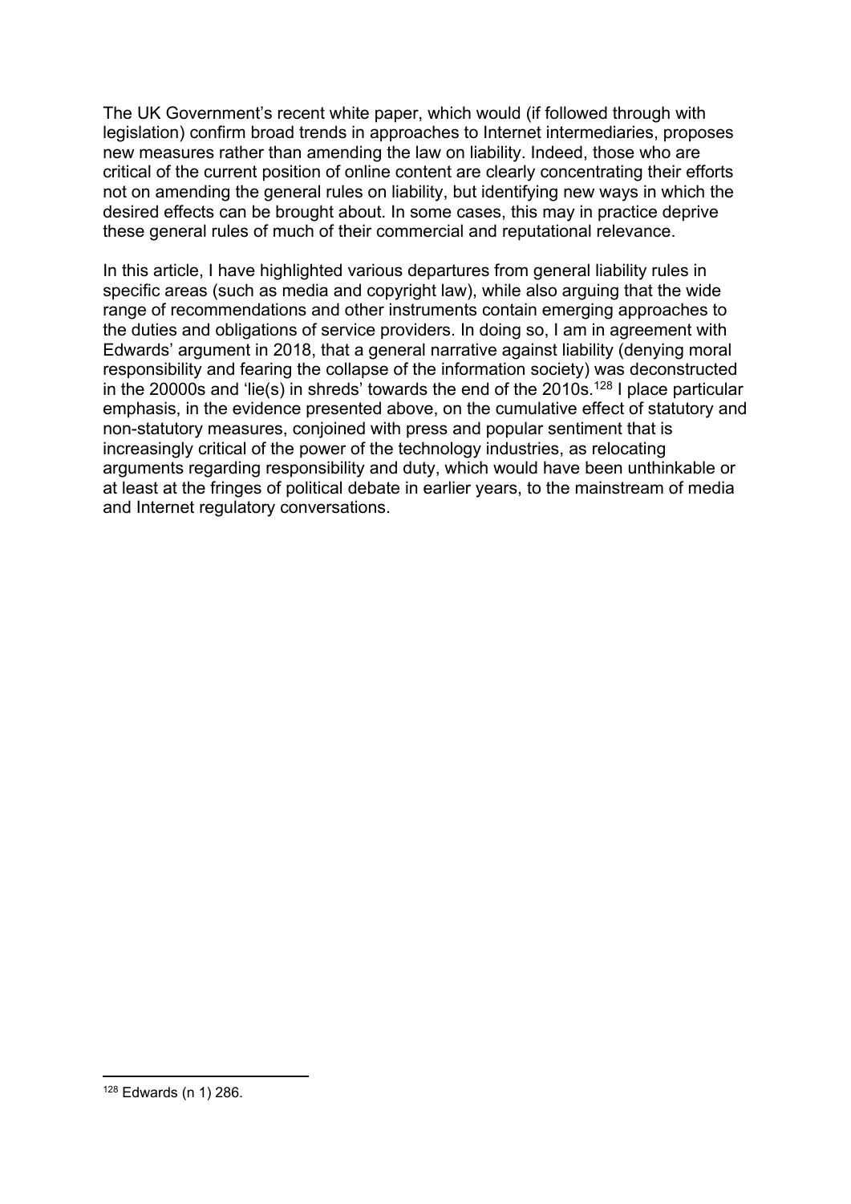The UK Government's recent white paper, which would (if followed through with legislation) confirm broad trends in approaches to Internet intermediaries, proposes new measures rather than amending the law on liability. Indeed, those who are critical of the current position of online content are clearly concentrating their efforts not on amending the general rules on liability, but identifying new ways in which the desired effects can be brought about. In some cases, this may in practice deprive these general rules of much of their commercial and reputational relevance.

In this article, I have highlighted various departures from general liability rules in specific areas (such as media and copyright law), while also arguing that the wide range of recommendations and other instruments contain emerging approaches to the duties and obligations of service providers. In doing so, I am in agreement with Edwards' argument in 2018, that a general narrative against liability (denying moral responsibility and fearing the collapse of the information society) was deconstructed in the 20000s and 'lie(s) in shreds' towards the end of the 2010s.[128] I place particular emphasis, in the evidence presented above, on the cumulative effect of statutory and non-statutory measures, conjoined with press and popular sentiment that is increasingly critical of the power of the technology industries, as relocating arguments regarding responsibility and duty, which would have been unthinkable or at least at the fringes of political debate in earlier years, to the mainstream of media and Internet regulatory conversations.

[128] Edwards (n 1) 286.